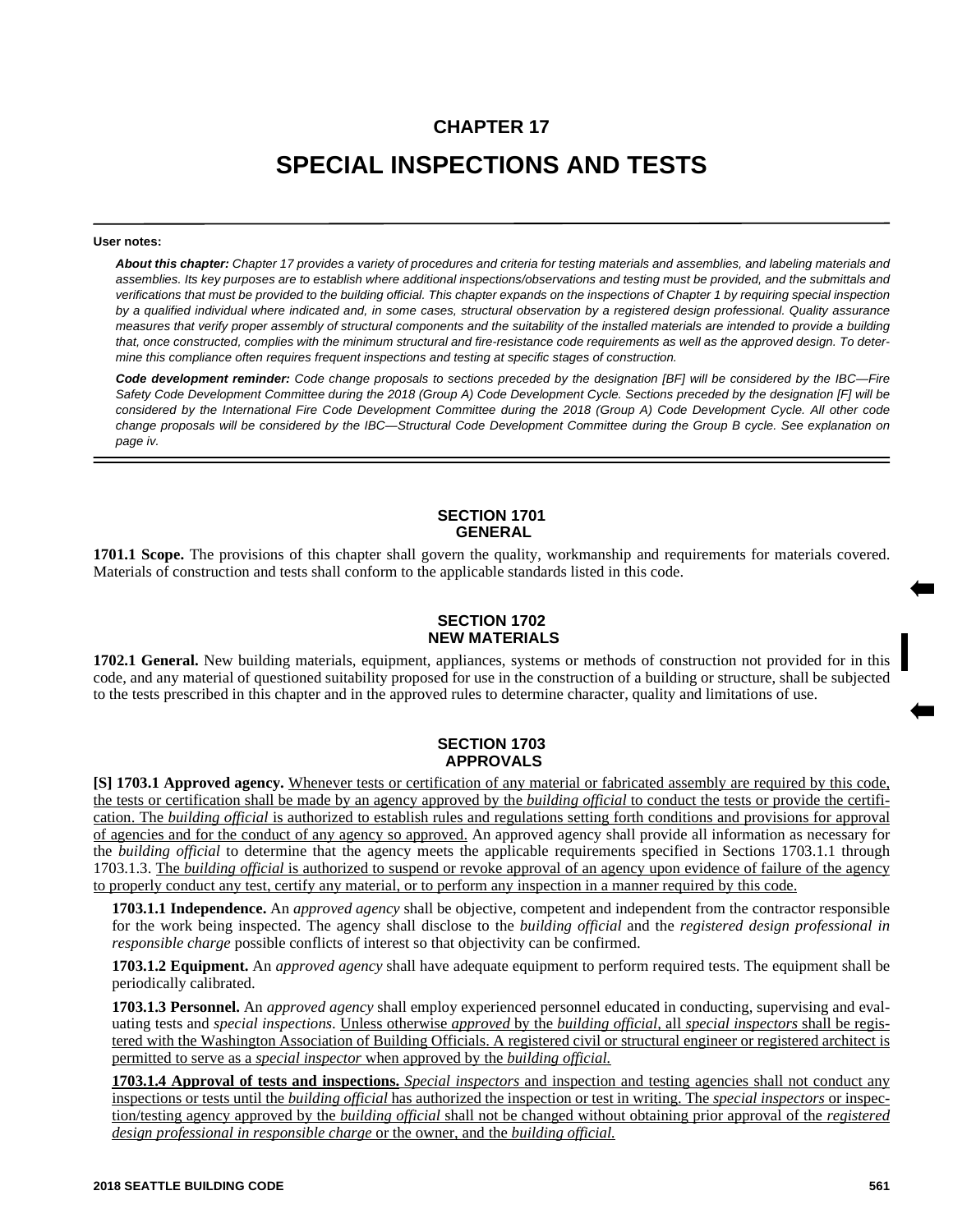# CHAPTER 17

# SPECIAL INSPECTIONS AND TESTS

**User notes:**

***About this chapter:*** *Chapter 17 provides a variety of procedures and criteria for testing materials and assemblies, and labeling materials and assemblies. Its key purposes are to establish where additional inspections/observations and testing must be provided, and the submittals and verifications that must be provided to the building official. This chapter expands on the inspections of Chapter 1 by requiring special inspection by a qualified individual where indicated and, in some cases, structural observation by a registered design professional. Quality assurance measures that verify proper assembly of structural components and the suitability of the installed materials are intended to provide a building that, once constructed, complies with the minimum structural and fire-resistance code requirements as well as the approved design. To determine this compliance often requires frequent inspections and testing at specific stages of construction.*

***Code development reminder:*** *Code change proposals to sections preceded by the designation [BF] will be considered by the IBC—Fire Safety Code Development Committee during the 2018 (Group A) Code Development Cycle. Sections preceded by the designation [F] will be considered by the International Fire Code Development Committee during the 2018 (Group A) Code Development Cycle. All other code change proposals will be considered by the IBC—Structural Code Development Committee during the Group B cycle. See explanation on page iv.*

## SECTION 1701
## GENERAL

**1701.1 Scope.** The provisions of this chapter shall govern the quality, workmanship and requirements for materials covered. Materials of construction and tests shall conform to the applicable standards listed in this code.

## SECTION 1702
## NEW MATERIALS

**1702.1 General.** New building materials, equipment, appliances, systems or methods of construction not provided for in this code, and any material of questioned suitability proposed for use in the construction of a building or structure, shall be subjected to the tests prescribed in this chapter and in the approved rules to determine character, quality and limitations of use.

## SECTION 1703
## APPROVALS

**[S] 1703.1 Approved agency.** Whenever tests or certification of any material or fabricated assembly are required by this code, the tests or certification shall be made by an agency approved by the *building official* to conduct the tests or provide the certification. The *building official* is authorized to establish rules and regulations setting forth conditions and provisions for approval of agencies and for the conduct of any agency so approved. An approved agency shall provide all information as necessary for the *building official* to determine that the agency meets the applicable requirements specified in Sections 1703.1.1 through 1703.1.3. The *building official* is authorized to suspend or revoke approval of an agency upon evidence of failure of the agency to properly conduct any test, certify any material, or to perform any inspection in a manner required by this code.

**1703.1.1 Independence.** An *approved agency* shall be objective, competent and independent from the contractor responsible for the work being inspected. The agency shall disclose to the *building official* and the *registered design professional in responsible charge* possible conflicts of interest so that objectivity can be confirmed.

**1703.1.2 Equipment.** An *approved agency* shall have adequate equipment to perform required tests. The equipment shall be periodically calibrated.

**1703.1.3 Personnel.** An *approved agency* shall employ experienced personnel educated in conducting, supervising and evaluating tests and *special inspections*. Unless otherwise *approved* by the *building official*, all *special inspectors* shall be registered with the Washington Association of Building Officials. A registered civil or structural engineer or registered architect is permitted to serve as a *special inspector* when approved by the *building official.*

**1703.1.4 Approval of tests and inspections.** *Special inspectors* and inspection and testing agencies shall not conduct any inspections or tests until the *building official* has authorized the inspection or test in writing. The *special inspectors* or inspection/testing agency approved by the *building official* shall not be changed without obtaining prior approval of the *registered design professional in responsible charge* or the owner, and the *building official.*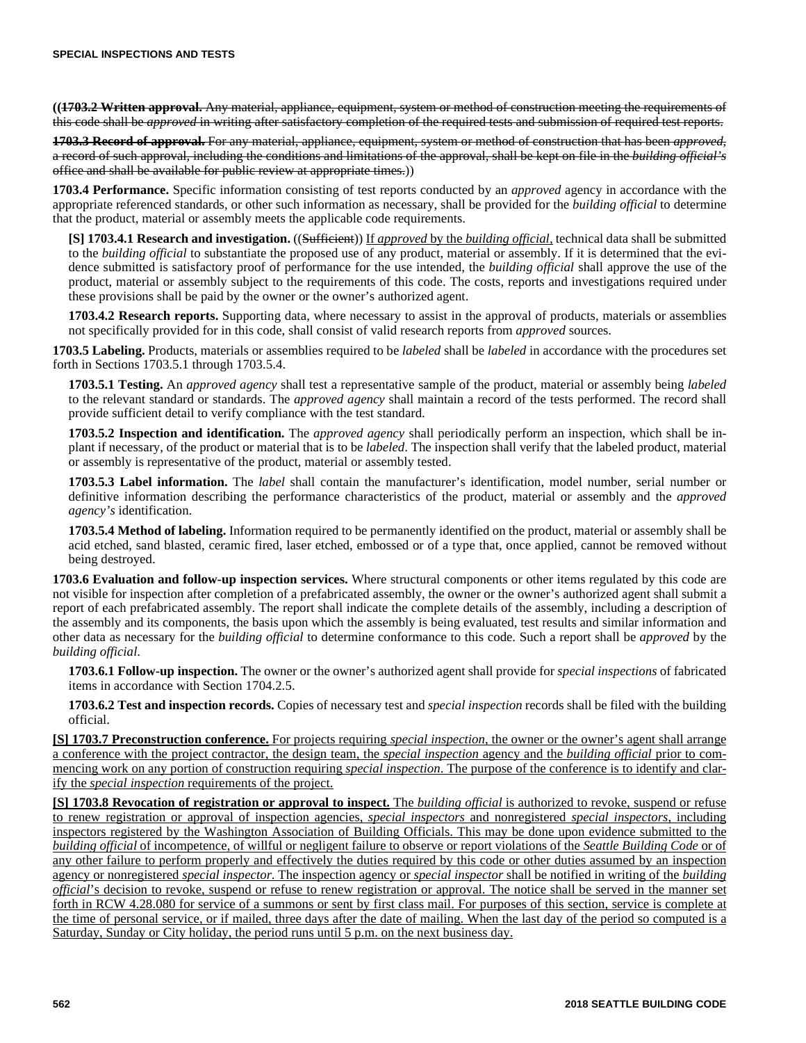((~~**1703.2 Written approval.** Any material, appliance, equipment, system or method of construction meeting the requirements of this code shall be *approved* in writing after satisfactory completion of the required tests and submission of required test reports.~~

~~**1703.3 Record of approval.** For any material, appliance, equipment, system or method of construction that has been *approved*, a record of such approval, including the conditions and limitations of the approval, shall be kept on file in the *building official's* office and shall be available for public review at appropriate times.~~))

**1703.4 Performance.** Specific information consisting of test reports conducted by an *approved* agency in accordance with the appropriate referenced standards, or other such information as necessary, shall be provided for the *building official* to determine that the product, material or assembly meets the applicable code requirements.

**[S] 1703.4.1 Research and investigation.** ((~~Sufficient~~)) <u>If *approved* by the *building official*,</u> technical data shall be submitted to the *building official* to substantiate the proposed use of any product, material or assembly. If it is determined that the evidence submitted is satisfactory proof of performance for the use intended, the *building official* shall approve the use of the product, material or assembly subject to the requirements of this code. The costs, reports and investigations required under these provisions shall be paid by the owner or the owner's authorized agent.

**1703.4.2 Research reports.** Supporting data, where necessary to assist in the approval of products, materials or assemblies not specifically provided for in this code, shall consist of valid research reports from *approved* sources.

**1703.5 Labeling.** Products, materials or assemblies required to be *labeled* shall be *labeled* in accordance with the procedures set forth in Sections 1703.5.1 through 1703.5.4.

**1703.5.1 Testing.** An *approved agency* shall test a representative sample of the product, material or assembly being *labeled* to the relevant standard or standards. The *approved agency* shall maintain a record of the tests performed. The record shall provide sufficient detail to verify compliance with the test standard.

**1703.5.2 Inspection and identification.** The *approved agency* shall periodically perform an inspection, which shall be in-plant if necessary, of the product or material that is to be *labeled*. The inspection shall verify that the labeled product, material or assembly is representative of the product, material or assembly tested.

**1703.5.3 Label information.** The *label* shall contain the manufacturer's identification, model number, serial number or definitive information describing the performance characteristics of the product, material or assembly and the *approved agency's* identification.

**1703.5.4 Method of labeling.** Information required to be permanently identified on the product, material or assembly shall be acid etched, sand blasted, ceramic fired, laser etched, embossed or of a type that, once applied, cannot be removed without being destroyed.

**1703.6 Evaluation and follow-up inspection services.** Where structural components or other items regulated by this code are not visible for inspection after completion of a prefabricated assembly, the owner or the owner's authorized agent shall submit a report of each prefabricated assembly. The report shall indicate the complete details of the assembly, including a description of the assembly and its components, the basis upon which the assembly is being evaluated, test results and similar information and other data as necessary for the *building official* to determine conformance to this code. Such a report shall be *approved* by the *building official*.

**1703.6.1 Follow-up inspection.** The owner or the owner's authorized agent shall provide for *special inspections* of fabricated items in accordance with Section 1704.2.5.

**1703.6.2 Test and inspection records.** Copies of necessary test and *special inspection* records shall be filed with the building official.

<u>**[S] 1703.7 Preconstruction conference.** For projects requiring *special inspection*, the owner or the owner's agent shall arrange a conference with the project contractor, the design team, the *special inspection* agency and the *building official* prior to commencing work on any portion of construction requiring *special inspection*. The purpose of the conference is to identify and clarify the *special inspection* requirements of the project.</u>

<u>**[S] 1703.8 Revocation of registration or approval to inspect.** The *building official* is authorized to revoke, suspend or refuse to renew registration or approval of inspection agencies, *special inspectors* and nonregistered *special inspectors*, including inspectors registered by the Washington Association of Building Officials. This may be done upon evidence submitted to the *building official* of incompetence, of willful or negligent failure to observe or report violations of the *Seattle Building Code* or of any other failure to perform properly and effectively the duties required by this code or other duties assumed by an inspection agency or nonregistered *special inspector*. The inspection agency or *special inspector* shall be notified in writing of the *building official*'s decision to revoke, suspend or refuse to renew registration or approval. The notice shall be served in the manner set forth in RCW 4.28.080 for service of a summons or sent by first class mail. For purposes of this section, service is complete at the time of personal service, or if mailed, three days after the date of mailing. When the last day of the period so computed is a Saturday, Sunday or City holiday, the period runs until 5 p.m. on the next business day.</u>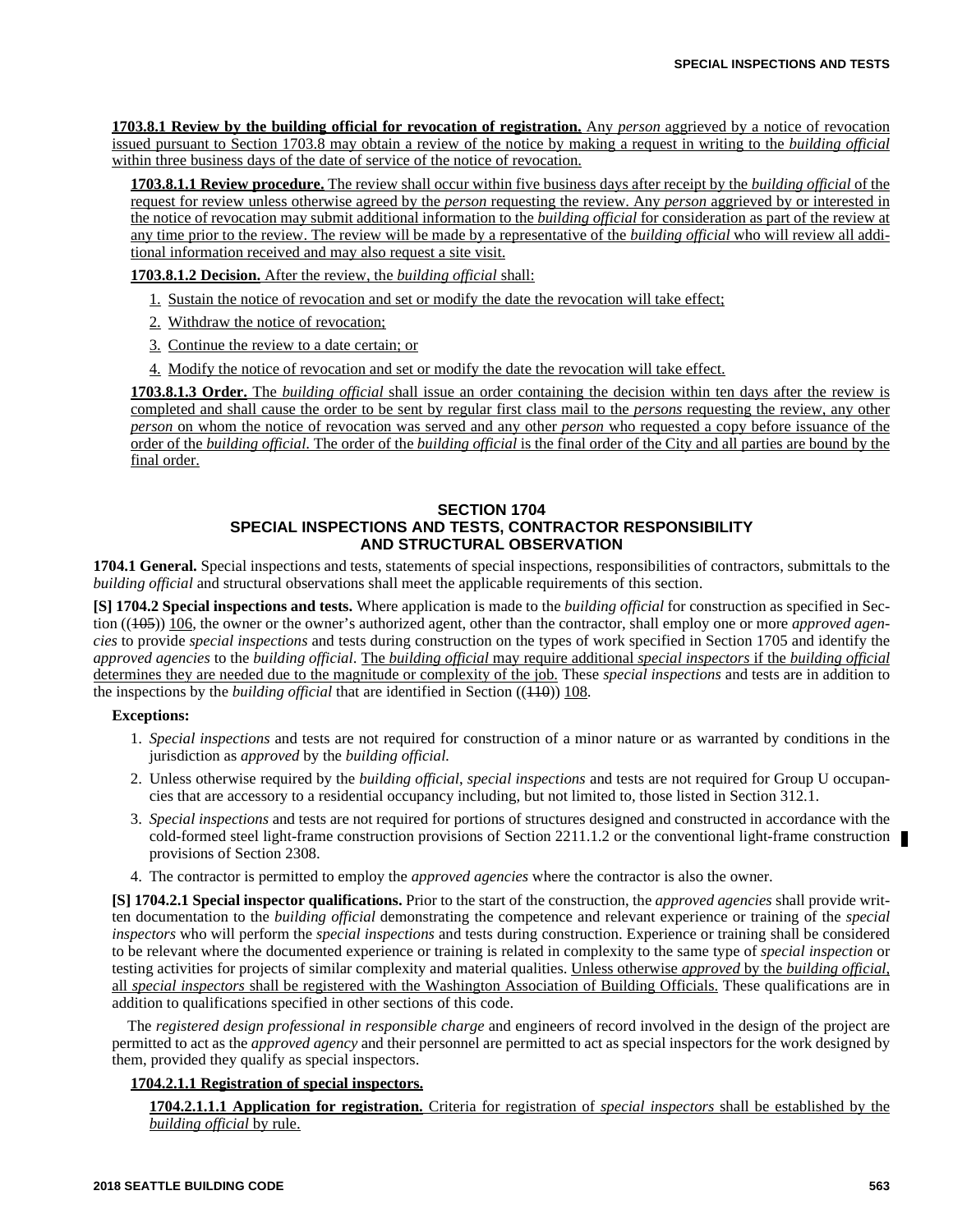**1703.8.1 Review by the building official for revocation of registration.** Any *person* aggrieved by a notice of revocation issued pursuant to Section 1703.8 may obtain a review of the notice by making a request in writing to the *building official* within three business days of the date of service of the notice of revocation.

**1703.8.1.1 Review procedure.** The review shall occur within five business days after receipt by the *building official* of the request for review unless otherwise agreed by the *person* requesting the review. Any *person* aggrieved by or interested in the notice of revocation may submit additional information to the *building official* for consideration as part of the review at any time prior to the review. The review will be made by a representative of the *building official* who will review all additional information received and may also request a site visit.

**1703.8.1.2 Decision.** After the review, the *building official* shall:

1. Sustain the notice of revocation and set or modify the date the revocation will take effect;
2. Withdraw the notice of revocation;
3. Continue the review to a date certain; or
4. Modify the notice of revocation and set or modify the date the revocation will take effect.

**1703.8.1.3 Order.** The *building official* shall issue an order containing the decision within ten days after the review is completed and shall cause the order to be sent by regular first class mail to the *persons* requesting the review, any other *person* on whom the notice of revocation was served and any other *person* who requested a copy before issuance of the order of the *building official*. The order of the *building official* is the final order of the City and all parties are bound by the final order.

## SECTION 1704
## SPECIAL INSPECTIONS AND TESTS, CONTRACTOR RESPONSIBILITY AND STRUCTURAL OBSERVATION

**1704.1 General.** Special inspections and tests, statements of special inspections, responsibilities of contractors, submittals to the *building official* and structural observations shall meet the applicable requirements of this section.

**[S] 1704.2 Special inspections and tests.** Where application is made to the *building official* for construction as specified in Section ((~~105~~)) 106, the owner or the owner's authorized agent, other than the contractor, shall employ one or more *approved agencies* to provide *special inspections* and tests during construction on the types of work specified in Section 1705 and identify the *approved agencies* to the *building official*. The *building official* may require additional *special inspectors* if the *building official* determines they are needed due to the magnitude or complexity of the job. These *special inspections* and tests are in addition to the inspections by the *building official* that are identified in Section ((~~110~~)) 108.

**Exceptions:**

1. *Special inspections* and tests are not required for construction of a minor nature or as warranted by conditions in the jurisdiction as *approved* by the *building official.*
2. Unless otherwise required by the *building official*, *special inspections* and tests are not required for Group U occupancies that are accessory to a residential occupancy including, but not limited to, those listed in Section 312.1.
3. *Special inspections* and tests are not required for portions of structures designed and constructed in accordance with the cold-formed steel light-frame construction provisions of Section 2211.1.2 or the conventional light-frame construction provisions of Section 2308.
4. The contractor is permitted to employ the *approved agencies* where the contractor is also the owner.

**[S] 1704.2.1 Special inspector qualifications.** Prior to the start of the construction, the *approved agencies* shall provide written documentation to the *building official* demonstrating the competence and relevant experience or training of the *special inspectors* who will perform the *special inspections* and tests during construction. Experience or training shall be considered to be relevant where the documented experience or training is related in complexity to the same type of *special inspection* or testing activities for projects of similar complexity and material qualities. Unless otherwise *approved* by the *building official*, all *special inspectors* shall be registered with the Washington Association of Building Officials. These qualifications are in addition to qualifications specified in other sections of this code.

The *registered design professional in responsible charge* and engineers of record involved in the design of the project are permitted to act as the *approved agency* and their personnel are permitted to act as special inspectors for the work designed by them, provided they qualify as special inspectors.

**1704.2.1.1 Registration of special inspectors.**

**1704.2.1.1.1 Application for registration.** Criteria for registration of *special inspectors* shall be established by the *building official* by rule.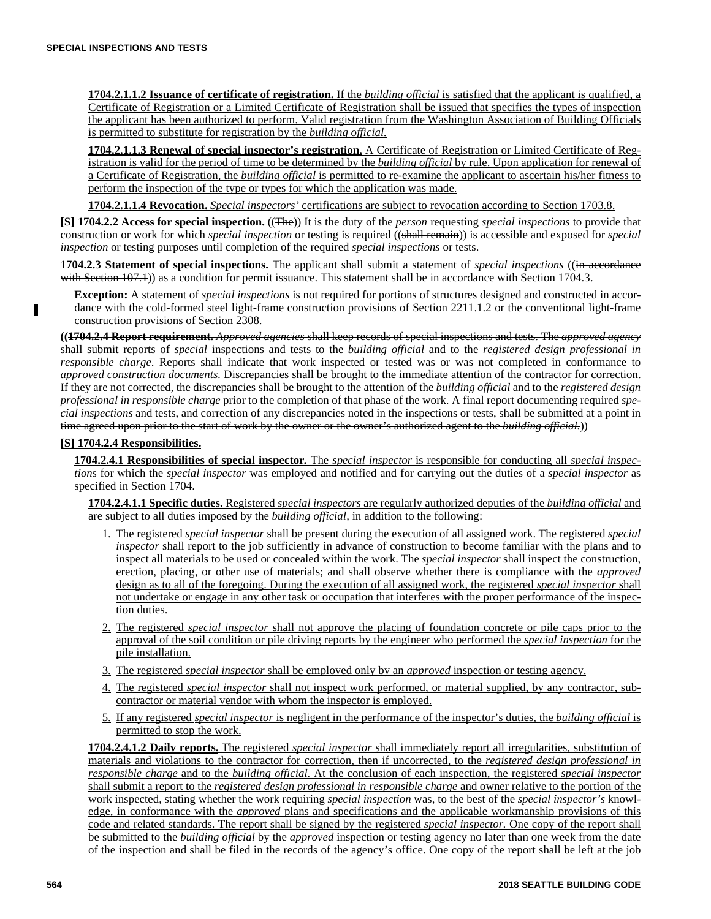**1704.2.1.1.2 Issuance of certificate of registration.** If the *building official* is satisfied that the applicant is qualified, a Certificate of Registration or a Limited Certificate of Registration shall be issued that specifies the types of inspection the applicant has been authorized to perform. Valid registration from the Washington Association of Building Officials is permitted to substitute for registration by the *building official.*

**1704.2.1.1.3 Renewal of special inspector's registration.** A Certificate of Registration or Limited Certificate of Registration is valid for the period of time to be determined by the *building official* by rule. Upon application for renewal of a Certificate of Registration, the *building official* is permitted to re-examine the applicant to ascertain his/her fitness to perform the inspection of the type or types for which the application was made.

**1704.2.1.1.4 Revocation.** *Special inspectors'* certifications are subject to revocation according to Section 1703.8.

**[S] 1704.2.2 Access for special inspection.** ((~~The~~)) It is the duty of the *person* requesting *special inspections* to provide that construction or work for which *special inspection* or testing is required ((~~shall remain~~)) is accessible and exposed for *special inspection* or testing purposes until completion of the required *special inspections* or tests.

**1704.2.3 Statement of special inspections.** The applicant shall submit a statement of *special inspections* ((~~in accordance with Section 107.1~~)) as a condition for permit issuance. This statement shall be in accordance with Section 1704.3.

**Exception:** A statement of *special inspections* is not required for portions of structures designed and constructed in accordance with the cold-formed steel light-frame construction provisions of Section 2211.1.2 or the conventional light-frame construction provisions of Section 2308.

((~~**1704.2.4 Report requirement.** *Approved agencies* shall keep records of special inspections and tests. The *approved agency* shall submit reports of *special* inspections and tests to the *building official* and to the *registered design professional in responsible charge*. Reports shall indicate that work inspected or tested was or was not completed in conformance to *approved construction documents*. Discrepancies shall be brought to the immediate attention of the contractor for correction. If they are not corrected, the discrepancies shall be brought to the attention of the *building official* and to the *registered design professional in responsible charge* prior to the completion of that phase of the work. A final report documenting required *special inspections* and tests, and correction of any discrepancies noted in the inspections or tests, shall be submitted at a point in time agreed upon prior to the start of work by the owner or the owner's authorized agent to the *building official*.~~))

**[S] 1704.2.4 Responsibilities.**

**1704.2.4.1 Responsibilities of special inspector.** The *special inspector* is responsible for conducting all *special inspections* for which the *special inspector* was employed and notified and for carrying out the duties of a *special inspector* as specified in Section 1704.

**1704.2.4.1.1 Specific duties.** Registered *special inspectors* are regularly authorized deputies of the *building official* and are subject to all duties imposed by the *building official*, in addition to the following:

1. The registered *special inspector* shall be present during the execution of all assigned work. The registered *special inspector* shall report to the job sufficiently in advance of construction to become familiar with the plans and to inspect all materials to be used or concealed within the work. The *special inspector* shall inspect the construction, erection, placing, or other use of materials; and shall observe whether there is compliance with the *approved* design as to all of the foregoing. During the execution of all assigned work, the registered *special inspector* shall not undertake or engage in any other task or occupation that interferes with the proper performance of the inspection duties.
2. The registered *special inspector* shall not approve the placing of foundation concrete or pile caps prior to the approval of the soil condition or pile driving reports by the engineer who performed the *special inspection* for the pile installation.
3. The registered *special inspector* shall be employed only by an *approved* inspection or testing agency.
4. The registered *special inspector* shall not inspect work performed, or material supplied, by any contractor, subcontractor or material vendor with whom the inspector is employed.
5. If any registered *special inspector* is negligent in the performance of the inspector's duties, the *building official* is permitted to stop the work.

**1704.2.4.1.2 Daily reports.** The registered *special inspector* shall immediately report all irregularities, substitution of materials and violations to the contractor for correction, then if uncorrected, to the *registered design professional in responsible charge* and to the *building official.* At the conclusion of each inspection, the registered *special inspector* shall submit a report to the *registered design professional in responsible charge* and owner relative to the portion of the work inspected, stating whether the work requiring *special inspection* was, to the best of the *special inspector's* knowledge, in conformance with the *approved* plans and specifications and the applicable workmanship provisions of this code and related standards. The report shall be signed by the registered *special inspector.* One copy of the report shall be submitted to the *building official* by the *approved* inspection or testing agency no later than one week from the date of the inspection and shall be filed in the records of the agency's office. One copy of the report shall be left at the job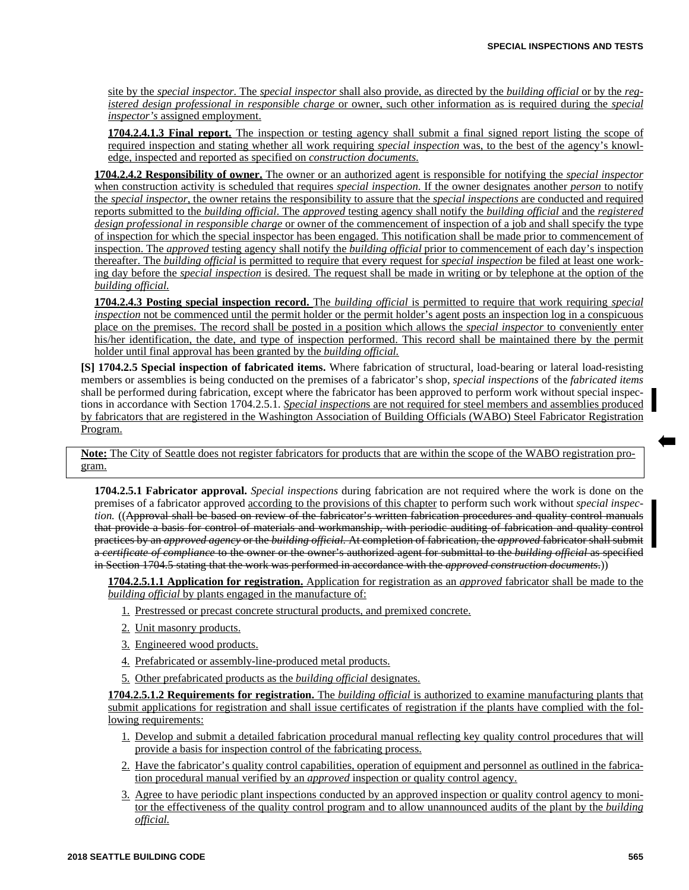site by the *special inspector*. The *special inspector* shall also provide, as directed by the *building official* or by the *registered design professional in responsible charge* or owner, such other information as is required during the *special inspector's* assigned employment.

**1704.2.4.1.3 Final report.** The inspection or testing agency shall submit a final signed report listing the scope of required inspection and stating whether all work requiring *special inspection* was, to the best of the agency's knowledge, inspected and reported as specified on *construction documents*.

**1704.2.4.2 Responsibility of owner.** The owner or an authorized agent is responsible for notifying the *special inspector* when construction activity is scheduled that requires *special inspection*. If the owner designates another *person* to notify the *special inspector*, the owner retains the responsibility to assure that the *special inspections* are conducted and required reports submitted to the *building official*. The *approved* testing agency shall notify the *building official* and the *registered design professional in responsible charge* or owner of the commencement of inspection of a job and shall specify the type of inspection for which the special inspector has been engaged. This notification shall be made prior to commencement of inspection. The *approved* testing agency shall notify the *building official* prior to commencement of each day's inspection thereafter. The *building official* is permitted to require that every request for *special inspection* be filed at least one working day before the *special inspection* is desired. The request shall be made in writing or by telephone at the option of the *building official.*

**1704.2.4.3 Posting special inspection record.** The *building official* is permitted to require that work requiring *special inspection* not be commenced until the permit holder or the permit holder's agent posts an inspection log in a conspicuous place on the premises. The record shall be posted in a position which allows the *special inspector* to conveniently enter his/her identification, the date, and type of inspection performed. This record shall be maintained there by the permit holder until final approval has been granted by the *building official.*

**[S] 1704.2.5 Special inspection of fabricated items.** Where fabrication of structural, load-bearing or lateral load-resisting members or assemblies is being conducted on the premises of a fabricator's shop, *special inspections* of the *fabricated items* shall be performed during fabrication, except where the fabricator has been approved to perform work without special inspections in accordance with Section 1704.2.5.1. *Special inspection*s are not required for steel members and assemblies produced by fabricators that are registered in the Washington Association of Building Officials (WABO) Steel Fabricator Registration Program.

> **Note:** The City of Seattle does not register fabricators for products that are within the scope of the WABO registration program.

**1704.2.5.1 Fabricator approval.** *Special inspections* during fabrication are not required where the work is done on the premises of a fabricator approved according to the provisions of this chapter to perform such work without *special inspection.* ((~~Approval shall be based on review of the fabricator's written fabrication procedures and quality control manuals that provide a basis for control of materials and workmanship, with periodic auditing of fabrication and quality control practices by an *approved agency* or the *building official*. At completion of fabrication, the *approved* fabricator shall submit a *certificate of compliance* to the owner or the owner's authorized agent for submittal to the *building official* as specified in Section 1704.5 stating that the work was performed in accordance with the *approved construction documents*.~~))

**1704.2.5.1.1 Application for registration.** Application for registration as an *approved* fabricator shall be made to the *building official* by plants engaged in the manufacture of:

1. Prestressed or precast concrete structural products, and premixed concrete.
2. Unit masonry products.
3. Engineered wood products.
4. Prefabricated or assembly-line-produced metal products.
5. Other prefabricated products as the *building official* designates.

**1704.2.5.1.2 Requirements for registration.** The *building official* is authorized to examine manufacturing plants that submit applications for registration and shall issue certificates of registration if the plants have complied with the following requirements:

1. Develop and submit a detailed fabrication procedural manual reflecting key quality control procedures that will provide a basis for inspection control of the fabricating process.
2. Have the fabricator's quality control capabilities, operation of equipment and personnel as outlined in the fabrication procedural manual verified by an *approved* inspection or quality control agency.
3. Agree to have periodic plant inspections conducted by an approved inspection or quality control agency to monitor the effectiveness of the quality control program and to allow unannounced audits of the plant by the *building official.*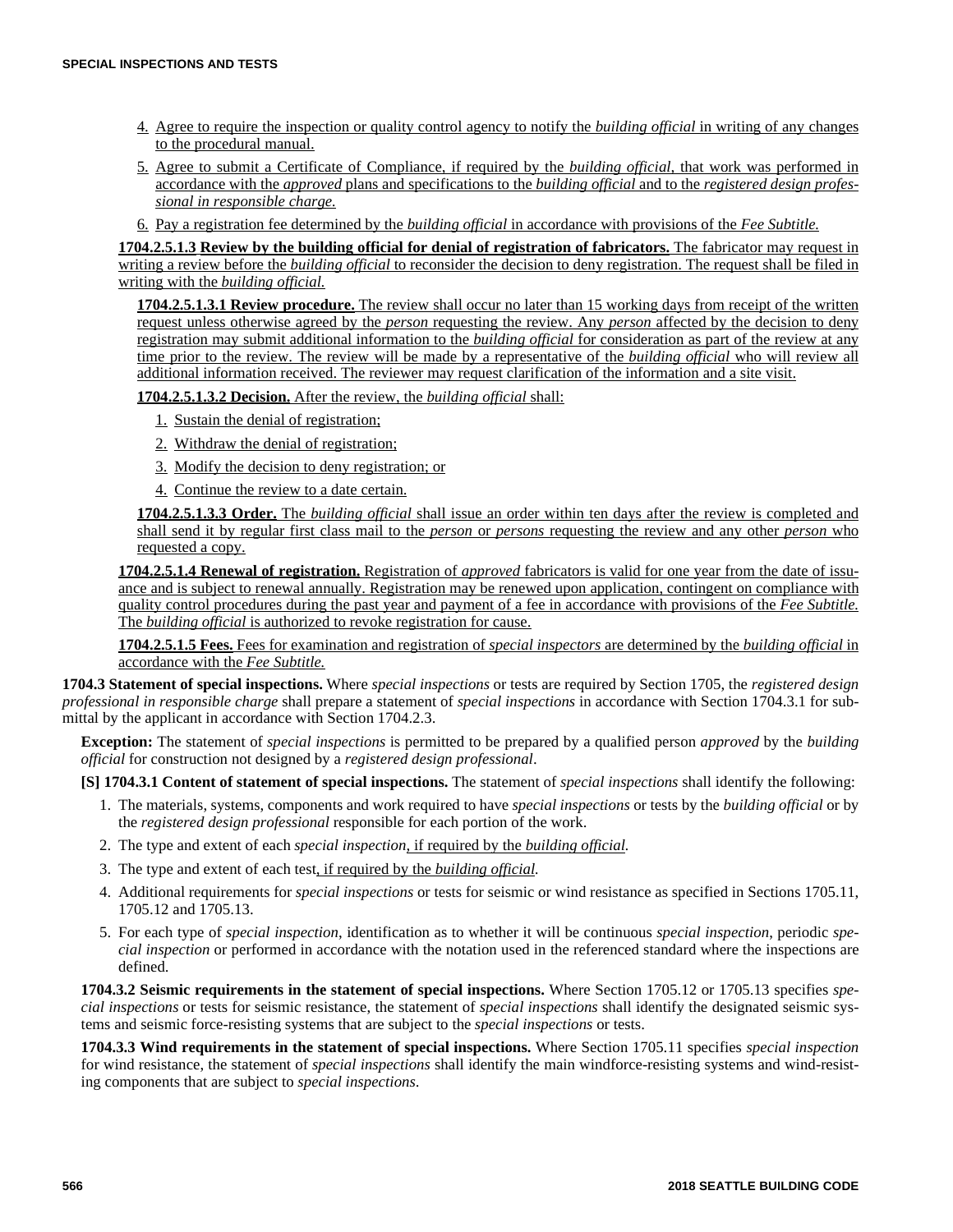4. Agree to require the inspection or quality control agency to notify the *building official* in writing of any changes to the procedural manual.
5. Agree to submit a Certificate of Compliance, if required by the *building official*, that work was performed in accordance with the *approved* plans and specifications to the *building official* and to the *registered design professional in responsible charge.*
6. Pay a registration fee determined by the *building official* in accordance with provisions of the *Fee Subtitle.*

**1704.2.5.1.3 Review by the building official for denial of registration of fabricators.** The fabricator may request in writing a review before the *building official* to reconsider the decision to deny registration. The request shall be filed in writing with the *building official.*

**1704.2.5.1.3.1 Review procedure.** The review shall occur no later than 15 working days from receipt of the written request unless otherwise agreed by the *person* requesting the review. Any *person* affected by the decision to deny registration may submit additional information to the *building official* for consideration as part of the review at any time prior to the review. The review will be made by a representative of the *building official* who will review all additional information received. The reviewer may request clarification of the information and a site visit.

**1704.2.5.1.3.2 Decision.** After the review, the *building official* shall:

1. Sustain the denial of registration;
2. Withdraw the denial of registration;
3. Modify the decision to deny registration; or
4. Continue the review to a date certain.

**1704.2.5.1.3.3 Order.** The *building official* shall issue an order within ten days after the review is completed and shall send it by regular first class mail to the *person* or *persons* requesting the review and any other *person* who requested a copy.

**1704.2.5.1.4 Renewal of registration.** Registration of *approved* fabricators is valid for one year from the date of issuance and is subject to renewal annually. Registration may be renewed upon application, contingent on compliance with quality control procedures during the past year and payment of a fee in accordance with provisions of the *Fee Subtitle.* The *building official* is authorized to revoke registration for cause.

**1704.2.5.1.5 Fees.** Fees for examination and registration of *special inspectors* are determined by the *building official* in accordance with the *Fee Subtitle.*

**1704.3 Statement of special inspections.** Where *special inspections* or tests are required by Section 1705, the *registered design professional in responsible charge* shall prepare a statement of *special inspections* in accordance with Section 1704.3.1 for submittal by the applicant in accordance with Section 1704.2.3.

**Exception:** The statement of *special inspections* is permitted to be prepared by a qualified person *approved* by the *building official* for construction not designed by a *registered design professional*.

**[S] 1704.3.1 Content of statement of special inspections.** The statement of *special inspections* shall identify the following:

1. The materials, systems, components and work required to have *special inspections* or tests by the *building official* or by the *registered design professional* responsible for each portion of the work.
2. The type and extent of each *special inspection*, if required by the *building official.*
3. The type and extent of each test, if required by the *building official.*
4. Additional requirements for *special inspections* or tests for seismic or wind resistance as specified in Sections 1705.11, 1705.12 and 1705.13.
5. For each type of *special inspection*, identification as to whether it will be continuous *special inspection*, periodic *special inspection* or performed in accordance with the notation used in the referenced standard where the inspections are defined.

**1704.3.2 Seismic requirements in the statement of special inspections.** Where Section 1705.12 or 1705.13 specifies *special inspections* or tests for seismic resistance, the statement of *special inspections* shall identify the designated seismic systems and seismic force-resisting systems that are subject to the *special inspections* or tests.

**1704.3.3 Wind requirements in the statement of special inspections.** Where Section 1705.11 specifies *special inspection* for wind resistance, the statement of *special inspections* shall identify the main windforce-resisting systems and wind-resisting components that are subject to *special inspections*.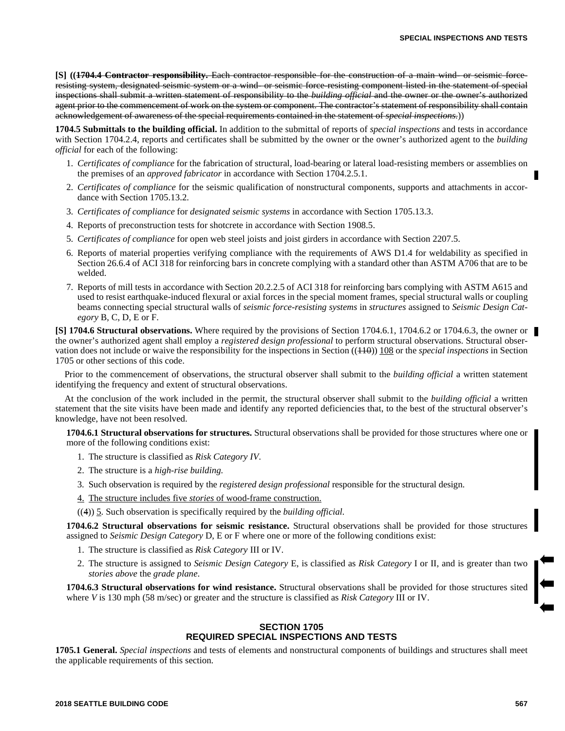**[S] ((~~1704.4 Contractor responsibility.~~ ~~Each contractor responsible for the construction of a main wind- or seismic force-resisting system, designated seismic system or a wind- or seismic force-resisting component listed in the statement of special inspections shall submit a written statement of responsibility to the~~ ~~*building official*~~ ~~and the owner or the owner's authorized agent prior to the commencement of work on the system or component. The contractor's statement of responsibility shall contain acknowledgement of awareness of the special requirements contained in the statement of~~ ~~*special inspections.*~~))**

**1704.5 Submittals to the building official.** In addition to the submittal of reports of *special inspections* and tests in accordance with Section 1704.2.4, reports and certificates shall be submitted by the owner or the owner's authorized agent to the *building official* for each of the following:

1. *Certificates of compliance* for the fabrication of structural, load-bearing or lateral load-resisting members or assemblies on the premises of an *approved fabricator* in accordance with Section 1704.2.5.1.
2. *Certificates of compliance* for the seismic qualification of nonstructural components, supports and attachments in accordance with Section 1705.13.2.
3. *Certificates of compliance* for *designated seismic systems* in accordance with Section 1705.13.3.
4. Reports of preconstruction tests for shotcrete in accordance with Section 1908.5.
5. *Certificates of compliance* for open web steel joists and joist girders in accordance with Section 2207.5.
6. Reports of material properties verifying compliance with the requirements of AWS D1.4 for weldability as specified in Section 26.6.4 of ACI 318 for reinforcing bars in concrete complying with a standard other than ASTM A706 that are to be welded.
7. Reports of mill tests in accordance with Section 20.2.2.5 of ACI 318 for reinforcing bars complying with ASTM A615 and used to resist earthquake-induced flexural or axial forces in the special moment frames, special structural walls or coupling beams connecting special structural walls of *seismic force-resisting systems* in *structures* assigned to *Seismic Design Category* B, C, D, E or F.

**[S] 1704.6 Structural observations.** Where required by the provisions of Section 1704.6.1, 1704.6.2 or 1704.6.3, the owner or the owner's authorized agent shall employ a *registered design professional* to perform structural observations. Structural observation does not include or waive the responsibility for the inspections in Section ((~~110~~)) <u>108</u> or the *special inspections* in Section 1705 or other sections of this code.

Prior to the commencement of observations, the structural observer shall submit to the *building official* a written statement identifying the frequency and extent of structural observations.

At the conclusion of the work included in the permit, the structural observer shall submit to the *building official* a written statement that the site visits have been made and identify any reported deficiencies that, to the best of the structural observer's knowledge, have not been resolved.

**1704.6.1 Structural observations for structures.** Structural observations shall be provided for those structures where one or more of the following conditions exist:

1. The structure is classified as *Risk Category IV*.
2. The structure is a *high-rise building.*
3. Such observation is required by the *registered design professional* responsible for the structural design.
4. <u>The structure includes five *stories* of wood-frame construction.</u>

((~~4~~)) <u>5</u>. Such observation is specifically required by the *building official.*

**1704.6.2 Structural observations for seismic resistance.** Structural observations shall be provided for those structures assigned to *Seismic Design Category* D, E or F where one or more of the following conditions exist:

1. The structure is classified as *Risk Category* III or IV.
2. The structure is assigned to *Seismic Design Category* E, is classified as *Risk Category* I or II, and is greater than two *stories above* the *grade plane*.

**1704.6.3 Structural observations for wind resistance.** Structural observations shall be provided for those structures sited where *V* is 130 mph (58 m/sec) or greater and the structure is classified as *Risk Category* III or IV.

## SECTION 1705
## REQUIRED SPECIAL INSPECTIONS AND TESTS

**1705.1 General.** *Special inspections* and tests of elements and nonstructural components of buildings and structures shall meet the applicable requirements of this section.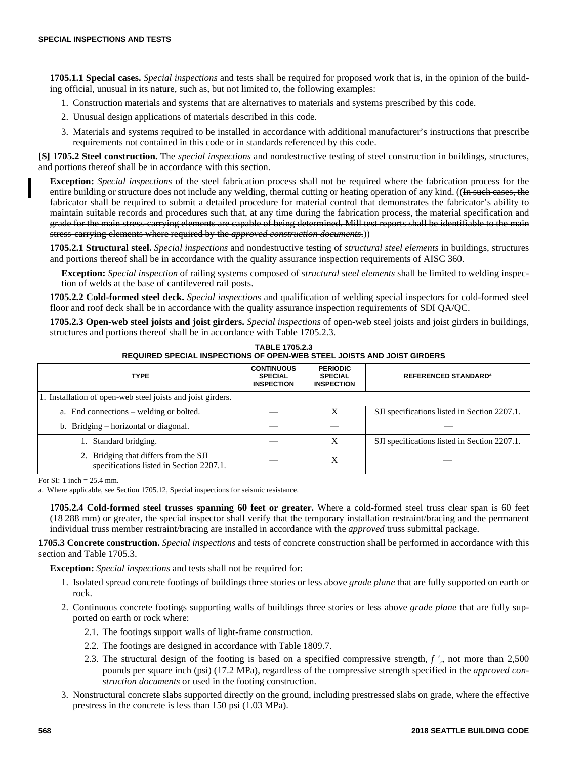**1705.1.1 Special cases.** *Special inspections* and tests shall be required for proposed work that is, in the opinion of the building official, unusual in its nature, such as, but not limited to, the following examples:

1. Construction materials and systems that are alternatives to materials and systems prescribed by this code.
2. Unusual design applications of materials described in this code.
3. Materials and systems required to be installed in accordance with additional manufacturer's instructions that prescribe requirements not contained in this code or in standards referenced by this code.

**[S] 1705.2 Steel construction.** The *special inspections* and nondestructive testing of steel construction in buildings, structures, and portions thereof shall be in accordance with this section.

**Exception:** *Special inspections* of the steel fabrication process shall not be required where the fabrication process for the entire building or structure does not include any welding, thermal cutting or heating operation of any kind. ((~~In such cases, the fabricator shall be required to submit a detailed procedure for material control that demonstrates the fabricator's ability to maintain suitable records and procedures such that, at any time during the fabrication process, the material specification and grade for the main stress-carrying elements are capable of being determined. Mill test reports shall be identifiable to the main stress-carrying elements where required by the~~ ~~*approved construction documents*~~.))

**1705.2.1 Structural steel.** *Special inspections* and nondestructive testing of *structural steel elements* in buildings, structures and portions thereof shall be in accordance with the quality assurance inspection requirements of AISC 360.

**Exception:** *Special inspection* of railing systems composed of *structural steel elements* shall be limited to welding inspection of welds at the base of cantilevered rail posts.

**1705.2.2 Cold-formed steel deck.** *Special inspections* and qualification of welding special inspectors for cold-formed steel floor and roof deck shall be in accordance with the quality assurance inspection requirements of SDI QA/QC.

**1705.2.3 Open-web steel joists and joist girders.** *Special inspections* of open-web steel joists and joist girders in buildings, structures and portions thereof shall be in accordance with Table 1705.2.3.

**TABLE 1705.2.3**
**REQUIRED SPECIAL INSPECTIONS OF OPEN-WEB STEEL JOISTS AND JOIST GIRDERS**

| TYPE | CONTINUOUS SPECIAL INSPECTION | PERIODIC SPECIAL INSPECTION | REFERENCED STANDARD[a] |
|---|---|---|---|
| 1. Installation of open-web steel joists and joist girders. | | | |
| a. End connections – welding or bolted. | — | X | SJI specifications listed in Section 2207.1. |
| b. Bridging – horizontal or diagonal. | — | — | — |
| 1. Standard bridging. | — | X | SJI specifications listed in Section 2207.1. |
| 2. Bridging that differs from the SJI specifications listed in Section 2207.1. | — | X | — |

For SI: 1 inch = 25.4 mm.

a. Where applicable, see Section 1705.12, Special inspections for seismic resistance.

**1705.2.4 Cold-formed steel trusses spanning 60 feet or greater.** Where a cold-formed steel truss clear span is 60 feet (18 288 mm) or greater, the special inspector shall verify that the temporary installation restraint/bracing and the permanent individual truss member restraint/bracing are installed in accordance with the *approved* truss submittal package.

**1705.3 Concrete construction.** *Special inspections* and tests of concrete construction shall be performed in accordance with this section and Table 1705.3.

**Exception:** *Special inspections* and tests shall not be required for:

1. Isolated spread concrete footings of buildings three stories or less above *grade plane* that are fully supported on earth or rock.
2. Continuous concrete footings supporting walls of buildings three stories or less above *grade plane* that are fully supported on earth or rock where:
   - 2.1. The footings support walls of light-frame construction.
   - 2.2. The footings are designed in accordance with Table 1809.7.
   - 2.3. The structural design of the footing is based on a specified compressive strength, $f'_c$, not more than 2,500 pounds per square inch (psi) (17.2 MPa), regardless of the compressive strength specified in the *approved construction documents* or used in the footing construction.
3. Nonstructural concrete slabs supported directly on the ground, including prestressed slabs on grade, where the effective prestress in the concrete is less than 150 psi (1.03 MPa).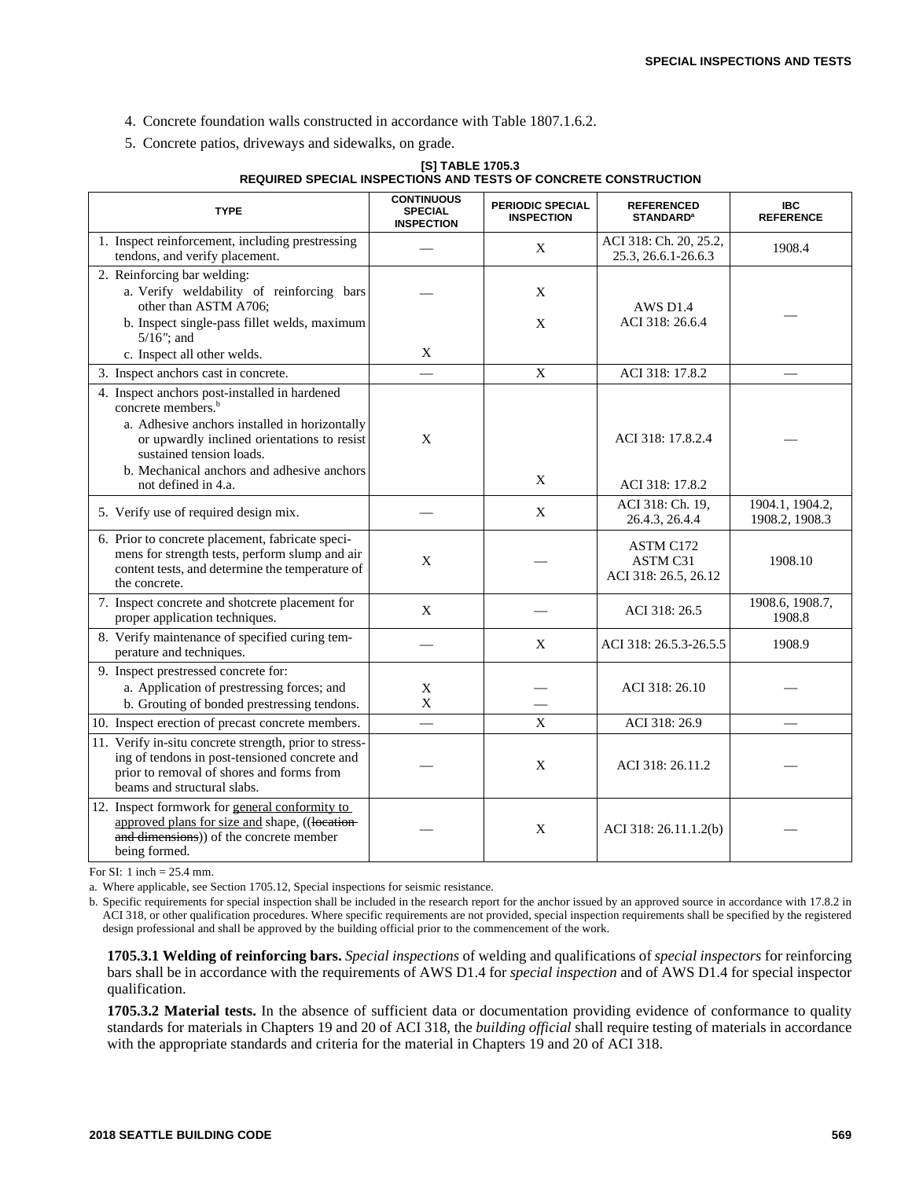4. Concrete foundation walls constructed in accordance with Table 1807.1.6.2.
5. Concrete patios, driveways and sidewalks, on grade.

**[S] TABLE 1705.3**
**REQUIRED SPECIAL INSPECTIONS AND TESTS OF CONCRETE CONSTRUCTION**

| TYPE | CONTINUOUS SPECIAL INSPECTION | PERIODIC SPECIAL INSPECTION | REFERENCED STANDARD[a] | IBC REFERENCE |
|---|---|---|---|---|
| 1. Inspect reinforcement, including prestressing tendons, and verify placement. | — | X | ACI 318: Ch. 20, 25.2, 25.3, 26.6.1-26.6.3 | 1908.4 |
| 2. Reinforcing bar welding: | | | AWS D1.4<br>ACI 318: 26.6.4 | — |
| a. Verify weldability of reinforcing bars other than ASTM A706; | — | X | | |
| b. Inspect single-pass fillet welds, maximum 5/16″; and | | X | | |
| c. Inspect all other welds. | X | | | |
| 3. Inspect anchors cast in concrete. | — | X | ACI 318: 17.8.2 | — |
| 4. Inspect anchors post-installed in hardened concrete members.[b] | | | | — |
| a. Adhesive anchors installed in horizontally or upwardly inclined orientations to resist sustained tension loads. | X | | ACI 318: 17.8.2.4 | |
| b. Mechanical anchors and adhesive anchors not defined in 4.a. | | X | ACI 318: 17.8.2 | |
| 5. Verify use of required design mix. | — | X | ACI 318: Ch. 19, 26.4.3, 26.4.4 | 1904.1, 1904.2, 1908.2, 1908.3 |
| 6. Prior to concrete placement, fabricate specimens for strength tests, perform slump and air content tests, and determine the temperature of the concrete. | X | — | ASTM C172<br>ASTM C31<br>ACI 318: 26.5, 26.12 | 1908.10 |
| 7. Inspect concrete and shotcrete placement for proper application techniques. | X | — | ACI 318: 26.5 | 1908.6, 1908.7, 1908.8 |
| 8. Verify maintenance of specified curing temperature and techniques. | — | X | ACI 318: 26.5.3-26.5.5 | 1908.9 |
| 9. Inspect prestressed concrete for: | | | ACI 318: 26.10 | — |
| a. Application of prestressing forces; and | X | — | | |
| b. Grouting of bonded prestressing tendons. | X | — | | |
| 10. Inspect erection of precast concrete members. | — | X | ACI 318: 26.9 | — |
| 11. Verify in-situ concrete strength, prior to stressing of tendons in post-tensioned concrete and prior to removal of shores and forms from beams and structural slabs. | — | X | ACI 318: 26.11.2 | — |
| 12. Inspect formwork for general conformity to approved plans for size and shape, ((~~location and dimensions~~)) of the concrete member being formed. | — | X | ACI 318: 26.11.1.2(b) | — |

For SI: 1 inch = 25.4 mm.

a. Where applicable, see Section 1705.12, Special inspections for seismic resistance.

b. Specific requirements for special inspection shall be included in the research report for the anchor issued by an approved source in accordance with 17.8.2 in ACI 318, or other qualification procedures. Where specific requirements are not provided, special inspection requirements shall be specified by the registered design professional and shall be approved by the building official prior to the commencement of the work.

**1705.3.1 Welding of reinforcing bars.** *Special inspections* of welding and qualifications of *special inspectors* for reinforcing bars shall be in accordance with the requirements of AWS D1.4 for *special inspection* and of AWS D1.4 for special inspector qualification.

**1705.3.2 Material tests.** In the absence of sufficient data or documentation providing evidence of conformance to quality standards for materials in Chapters 19 and 20 of ACI 318, the *building official* shall require testing of materials in accordance with the appropriate standards and criteria for the material in Chapters 19 and 20 of ACI 318.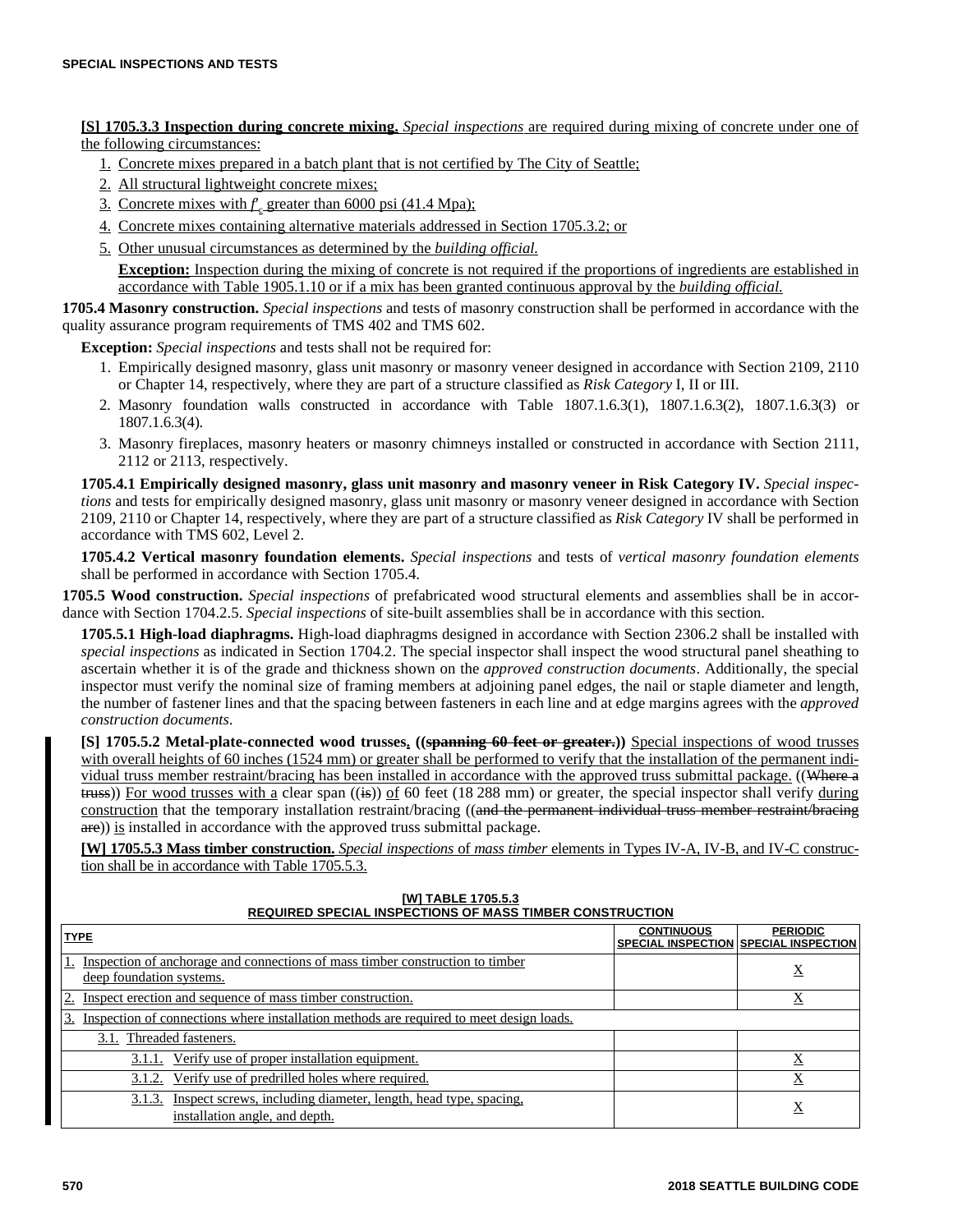**[S] 1705.3.3 Inspection during concrete mixing.** *Special inspections* are required during mixing of concrete under one of the following circumstances:

1. Concrete mixes prepared in a batch plant that is not certified by The City of Seattle;
2. All structural lightweight concrete mixes;
3. Concrete mixes with $f'_c$ greater than 6000 psi (41.4 Mpa);
4. Concrete mixes containing alternative materials addressed in Section 1705.3.2; or
5. Other unusual circumstances as determined by the *building official.*

   **Exception:** Inspection during the mixing of concrete is not required if the proportions of ingredients are established in accordance with Table 1905.1.10 or if a mix has been granted continuous approval by the *building official.*

**1705.4 Masonry construction.** *Special inspections* and tests of masonry construction shall be performed in accordance with the quality assurance program requirements of TMS 402 and TMS 602.

**Exception:** *Special inspections* and tests shall not be required for:

1. Empirically designed masonry, glass unit masonry or masonry veneer designed in accordance with Section 2109, 2110 or Chapter 14, respectively, where they are part of a structure classified as *Risk Category* I, II or III.
2. Masonry foundation walls constructed in accordance with Table 1807.1.6.3(1), 1807.1.6.3(2), 1807.1.6.3(3) or 1807.1.6.3(4).
3. Masonry fireplaces, masonry heaters or masonry chimneys installed or constructed in accordance with Section 2111, 2112 or 2113, respectively.

**1705.4.1 Empirically designed masonry, glass unit masonry and masonry veneer in Risk Category IV.** *Special inspections* and tests for empirically designed masonry, glass unit masonry or masonry veneer designed in accordance with Section 2109, 2110 or Chapter 14, respectively, where they are part of a structure classified as *Risk Category* IV shall be performed in accordance with TMS 602, Level 2.

**1705.4.2 Vertical masonry foundation elements.** *Special inspections* and tests of *vertical masonry foundation elements* shall be performed in accordance with Section 1705.4.

**1705.5 Wood construction.** *Special inspections* of prefabricated wood structural elements and assemblies shall be in accordance with Section 1704.2.5. *Special inspections* of site-built assemblies shall be in accordance with this section.

**1705.5.1 High-load diaphragms.** High-load diaphragms designed in accordance with Section 2306.2 shall be installed with *special inspections* as indicated in Section 1704.2. The special inspector shall inspect the wood structural panel sheathing to ascertain whether it is of the grade and thickness shown on the *approved construction documents*. Additionally, the special inspector must verify the nominal size of framing members at adjoining panel edges, the nail or staple diameter and length, the number of fastener lines and that the spacing between fasteners in each line and at edge margins agrees with the *approved construction documents*.

**[S] 1705.5.2 Metal-plate-connected wood trusses. ((~~spanning 60 feet or greater.~~))** Special inspections of wood trusses with overall heights of 60 inches (1524 mm) or greater shall be performed to verify that the installation of the permanent individual truss member restraint/bracing has been installed in accordance with the approved truss submittal package. ((~~Where a truss~~)) For wood trusses with a clear span ((~~is~~)) of 60 feet (18 288 mm) or greater, the special inspector shall verify during construction that the temporary installation restraint/bracing ((~~and the permanent individual truss member restraint/bracing are~~)) is installed in accordance with the approved truss submittal package.

**[W] 1705.5.3 Mass timber construction.** *Special inspections* of *mass timber* elements in Types IV-A, IV-B, and IV-C construction shall be in accordance with Table 1705.5.3.

**[W] TABLE 1705.5.3**
**REQUIRED SPECIAL INSPECTIONS OF MASS TIMBER CONSTRUCTION**

| TYPE | CONTINUOUS SPECIAL INSPECTION | PERIODIC SPECIAL INSPECTION |
|---|---|---|
| 1. Inspection of anchorage and connections of mass timber construction to timber deep foundation systems. | | X |
| 2. Inspect erection and sequence of mass timber construction. | | X |
| 3. Inspection of connections where installation methods are required to meet design loads. | | |
| 3.1. Threaded fasteners. | | |
| 3.1.1. Verify use of proper installation equipment. | | X |
| 3.1.2. Verify use of predrilled holes where required. | | X |
| 3.1.3. Inspect screws, including diameter, length, head type, spacing, installation angle, and depth. | | X |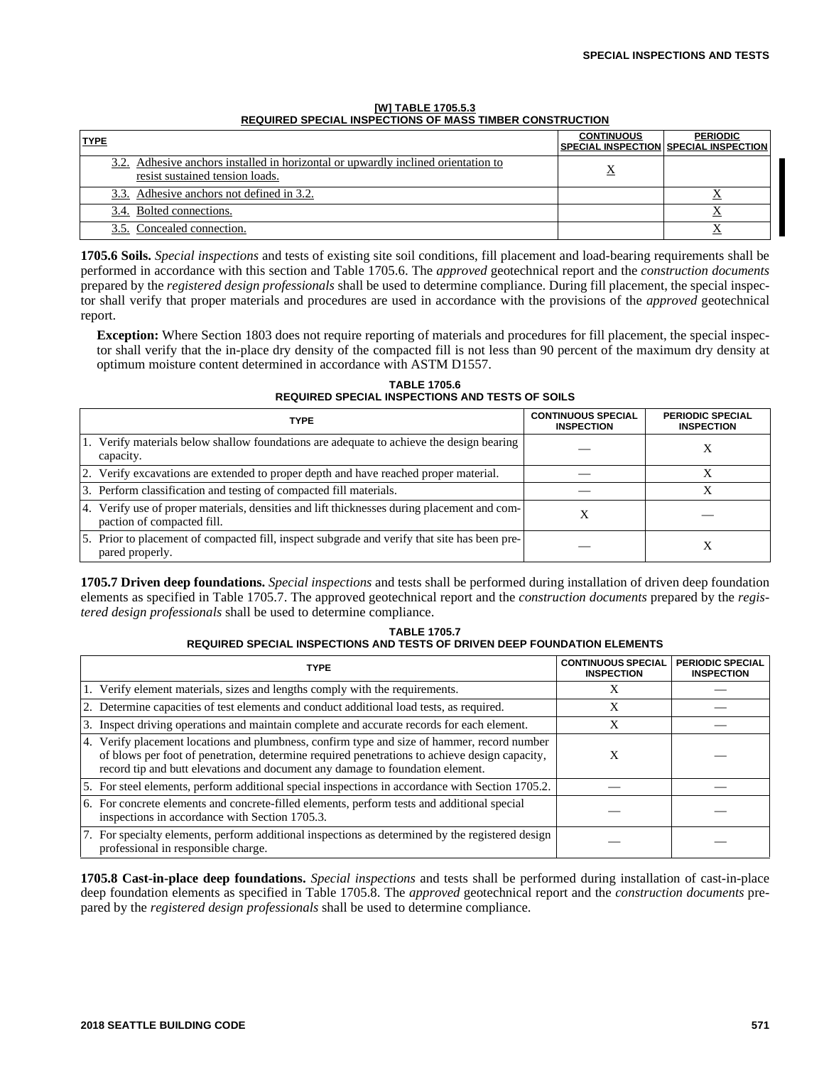**[W] TABLE 1705.5.3**
**REQUIRED SPECIAL INSPECTIONS OF MASS TIMBER CONSTRUCTION**

| TYPE | CONTINUOUS SPECIAL INSPECTION | PERIODIC SPECIAL INSPECTION |
|---|---|---|
| 3.2. Adhesive anchors installed in horizontal or upwardly inclined orientation to resist sustained tension loads. | X | |
| 3.3. Adhesive anchors not defined in 3.2. | | X |
| 3.4. Bolted connections. | | X |
| 3.5. Concealed connection. | | X |

**1705.6 Soils.** *Special inspections* and tests of existing site soil conditions, fill placement and load-bearing requirements shall be performed in accordance with this section and Table 1705.6. The *approved* geotechnical report and the *construction documents* prepared by the *registered design professionals* shall be used to determine compliance. During fill placement, the special inspector shall verify that proper materials and procedures are used in accordance with the provisions of the *approved* geotechnical report.

**Exception:** Where Section 1803 does not require reporting of materials and procedures for fill placement, the special inspector shall verify that the in-place dry density of the compacted fill is not less than 90 percent of the maximum dry density at optimum moisture content determined in accordance with ASTM D1557.

**TABLE 1705.6**
**REQUIRED SPECIAL INSPECTIONS AND TESTS OF SOILS**

| TYPE | CONTINUOUS SPECIAL INSPECTION | PERIODIC SPECIAL INSPECTION |
|---|---|---|
| 1. Verify materials below shallow foundations are adequate to achieve the design bearing capacity. | — | X |
| 2. Verify excavations are extended to proper depth and have reached proper material. | — | X |
| 3. Perform classification and testing of compacted fill materials. | — | X |
| 4. Verify use of proper materials, densities and lift thicknesses during placement and compaction of compacted fill. | X | — |
| 5. Prior to placement of compacted fill, inspect subgrade and verify that site has been prepared properly. | — | X |

**1705.7 Driven deep foundations.** *Special inspections* and tests shall be performed during installation of driven deep foundation elements as specified in Table 1705.7. The approved geotechnical report and the *construction documents* prepared by the *registered design professionals* shall be used to determine compliance.

**TABLE 1705.7**
**REQUIRED SPECIAL INSPECTIONS AND TESTS OF DRIVEN DEEP FOUNDATION ELEMENTS**

| TYPE | CONTINUOUS SPECIAL INSPECTION | PERIODIC SPECIAL INSPECTION |
|---|---|---|
| 1. Verify element materials, sizes and lengths comply with the requirements. | X | — |
| 2. Determine capacities of test elements and conduct additional load tests, as required. | X | — |
| 3. Inspect driving operations and maintain complete and accurate records for each element. | X | — |
| 4. Verify placement locations and plumbness, confirm type and size of hammer, record number of blows per foot of penetration, determine required penetrations to achieve design capacity, record tip and butt elevations and document any damage to foundation element. | X | — |
| 5. For steel elements, perform additional special inspections in accordance with Section 1705.2. | — | — |
| 6. For concrete elements and concrete-filled elements, perform tests and additional special inspections in accordance with Section 1705.3. | — | — |
| 7. For specialty elements, perform additional inspections as determined by the registered design professional in responsible charge. | — | — |

**1705.8 Cast-in-place deep foundations.** *Special inspections* and tests shall be performed during installation of cast-in-place deep foundation elements as specified in Table 1705.8. The *approved* geotechnical report and the *construction documents* prepared by the *registered design professionals* shall be used to determine compliance.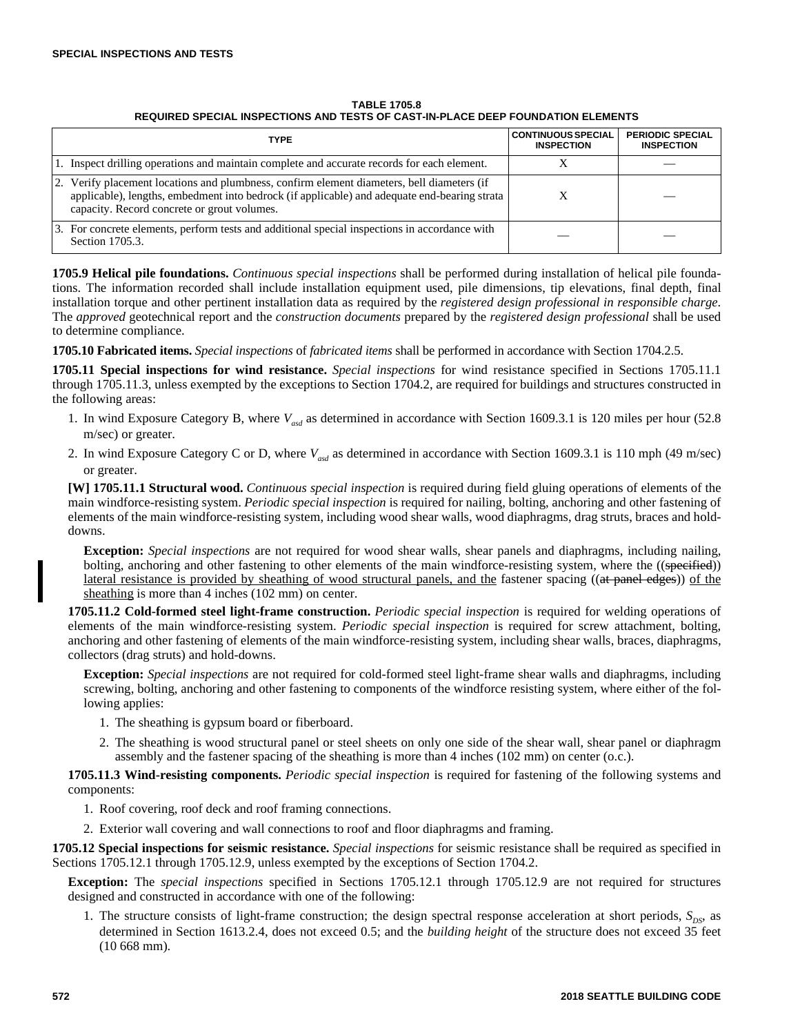**TABLE 1705.8**
**REQUIRED SPECIAL INSPECTIONS AND TESTS OF CAST-IN-PLACE DEEP FOUNDATION ELEMENTS**

| TYPE | CONTINUOUS SPECIAL INSPECTION | PERIODIC SPECIAL INSPECTION |
|---|---|---|
| 1. Inspect drilling operations and maintain complete and accurate records for each element. | X | — |
| 2. Verify placement locations and plumbness, confirm element diameters, bell diameters (if applicable), lengths, embedment into bedrock (if applicable) and adequate end-bearing strata capacity. Record concrete or grout volumes. | X | — |
| 3. For concrete elements, perform tests and additional special inspections in accordance with Section 1705.3. | — | — |

**1705.9 Helical pile foundations.** *Continuous special inspections* shall be performed during installation of helical pile foundations. The information recorded shall include installation equipment used, pile dimensions, tip elevations, final depth, final installation torque and other pertinent installation data as required by the *registered design professional in responsible charge*. The *approved* geotechnical report and the *construction documents* prepared by the *registered design professional* shall be used to determine compliance.

**1705.10 Fabricated items.** *Special inspections* of *fabricated items* shall be performed in accordance with Section 1704.2.5.

**1705.11 Special inspections for wind resistance.** *Special inspections* for wind resistance specified in Sections 1705.11.1 through 1705.11.3, unless exempted by the exceptions to Section 1704.2, are required for buildings and structures constructed in the following areas:

1. In wind Exposure Category B, where $V_{asd}$ as determined in accordance with Section 1609.3.1 is 120 miles per hour (52.8 m/sec) or greater.
2. In wind Exposure Category C or D, where $V_{asd}$ as determined in accordance with Section 1609.3.1 is 110 mph (49 m/sec) or greater.

**[W] 1705.11.1 Structural wood.** *Continuous special inspection* is required during field gluing operations of elements of the main windforce-resisting system. *Periodic special inspection* is required for nailing, bolting, anchoring and other fastening of elements of the main windforce-resisting system, including wood shear walls, wood diaphragms, drag struts, braces and hold-downs.

**Exception:** *Special inspections* are not required for wood shear walls, shear panels and diaphragms, including nailing, bolting, anchoring and other fastening to other elements of the main windforce-resisting system, where the ((~~specified~~)) lateral resistance is provided by sheathing of wood structural panels, and the fastener spacing ((~~at panel edges~~)) of the sheathing is more than 4 inches (102 mm) on center.

**1705.11.2 Cold-formed steel light-frame construction.** *Periodic special inspection* is required for welding operations of elements of the main windforce-resisting system. *Periodic special inspection* is required for screw attachment, bolting, anchoring and other fastening of elements of the main windforce-resisting system, including shear walls, braces, diaphragms, collectors (drag struts) and hold-downs.

**Exception:** *Special inspections* are not required for cold-formed steel light-frame shear walls and diaphragms, including screwing, bolting, anchoring and other fastening to components of the windforce resisting system, where either of the following applies:

1. The sheathing is gypsum board or fiberboard.
2. The sheathing is wood structural panel or steel sheets on only one side of the shear wall, shear panel or diaphragm assembly and the fastener spacing of the sheathing is more than 4 inches (102 mm) on center (o.c.).

**1705.11.3 Wind-resisting components.** *Periodic special inspection* is required for fastening of the following systems and components:

1. Roof covering, roof deck and roof framing connections.
2. Exterior wall covering and wall connections to roof and floor diaphragms and framing.

**1705.12 Special inspections for seismic resistance.** *Special inspections* for seismic resistance shall be required as specified in Sections 1705.12.1 through 1705.12.9, unless exempted by the exceptions of Section 1704.2.

**Exception:** The *special inspections* specified in Sections 1705.12.1 through 1705.12.9 are not required for structures designed and constructed in accordance with one of the following:

1. The structure consists of light-frame construction; the design spectral response acceleration at short periods, $S_{DS}$, as determined in Section 1613.2.4, does not exceed 0.5; and the *building height* of the structure does not exceed 35 feet (10 668 mm).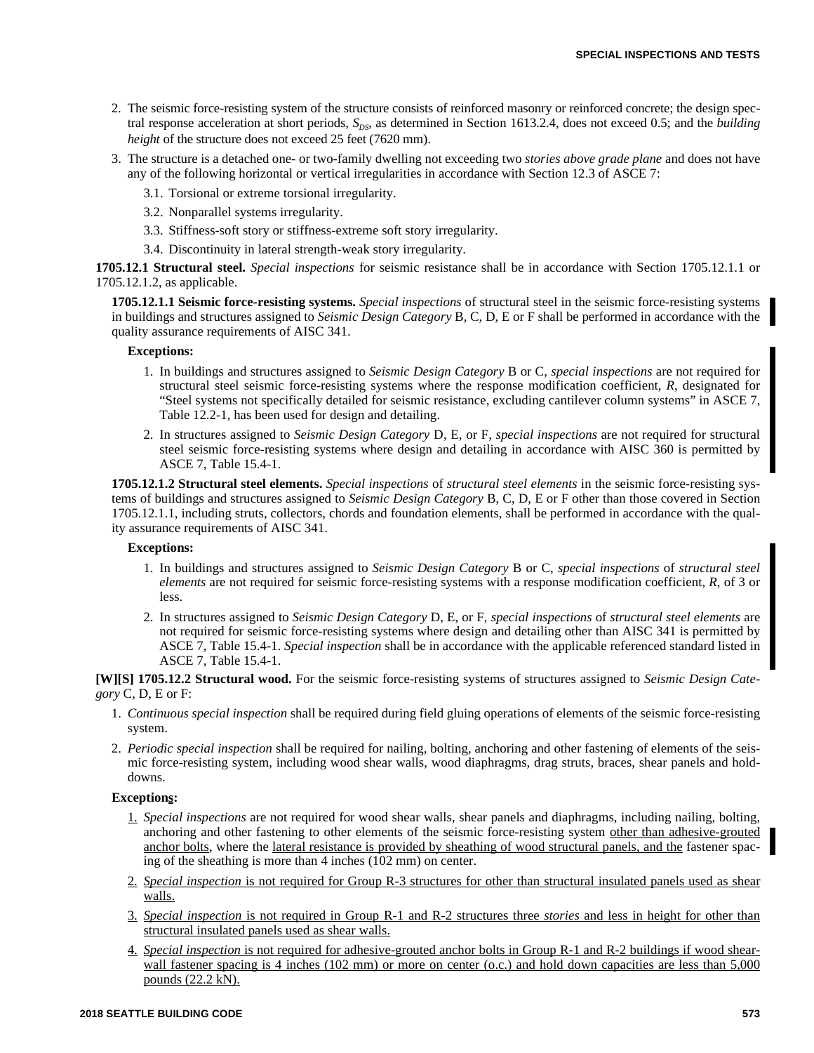2. The seismic force-resisting system of the structure consists of reinforced masonry or reinforced concrete; the design spectral response acceleration at short periods, $S_{DS}$, as determined in Section 1613.2.4, does not exceed 0.5; and the *building height* of the structure does not exceed 25 feet (7620 mm).

3. The structure is a detached one- or two-family dwelling not exceeding two *stories above grade plane* and does not have any of the following horizontal or vertical irregularities in accordance with Section 12.3 of ASCE 7:

   3.1. Torsional or extreme torsional irregularity.

   3.2. Nonparallel systems irregularity.

   3.3. Stiffness-soft story or stiffness-extreme soft story irregularity.

   3.4. Discontinuity in lateral strength-weak story irregularity.

**1705.12.1 Structural steel.** *Special inspections* for seismic resistance shall be in accordance with Section 1705.12.1.1 or 1705.12.1.2, as applicable.

**1705.12.1.1 Seismic force-resisting systems.** *Special inspections* of structural steel in the seismic force-resisting systems in buildings and structures assigned to *Seismic Design Category* B, C, D, E or F shall be performed in accordance with the quality assurance requirements of AISC 341.

**Exceptions:**

1. In buildings and structures assigned to *Seismic Design Category* B or C, *special inspections* are not required for structural steel seismic force-resisting systems where the response modification coefficient, *R*, designated for "Steel systems not specifically detailed for seismic resistance, excluding cantilever column systems" in ASCE 7, Table 12.2-1, has been used for design and detailing.

2. In structures assigned to *Seismic Design Category* D, E, or F, *special inspections* are not required for structural steel seismic force-resisting systems where design and detailing in accordance with AISC 360 is permitted by ASCE 7, Table 15.4-1.

**1705.12.1.2 Structural steel elements.** *Special inspections* of *structural steel elements* in the seismic force-resisting systems of buildings and structures assigned to *Seismic Design Category* B, C, D, E or F other than those covered in Section 1705.12.1.1, including struts, collectors, chords and foundation elements, shall be performed in accordance with the quality assurance requirements of AISC 341.

**Exceptions:**

1. In buildings and structures assigned to *Seismic Design Category* B or C, *special inspections* of *structural steel elements* are not required for seismic force-resisting systems with a response modification coefficient, *R*, of 3 or less.

2. In structures assigned to *Seismic Design Category* D, E, or F, *special inspections* of *structural steel elements* are not required for seismic force-resisting systems where design and detailing other than AISC 341 is permitted by ASCE 7, Table 15.4-1. *Special inspection* shall be in accordance with the applicable referenced standard listed in ASCE 7, Table 15.4-1.

**[W][S] 1705.12.2 Structural wood.** For the seismic force-resisting systems of structures assigned to *Seismic Design Category* C, D, E or F:

1. *Continuous special inspection* shall be required during field gluing operations of elements of the seismic force-resisting system.

2. *Periodic special inspection* shall be required for nailing, bolting, anchoring and other fastening of elements of the seismic force-resisting system, including wood shear walls, wood diaphragms, drag struts, braces, shear panels and hold-downs.

**Exceptions:**

1. *Special inspections* are not required for wood shear walls, shear panels and diaphragms, including nailing, bolting, anchoring and other fastening to other elements of the seismic force-resisting system other than adhesive-grouted anchor bolts, where the lateral resistance is provided by sheathing of wood structural panels, and the fastener spacing of the sheathing is more than 4 inches (102 mm) on center.

2. *Special inspection* is not required for Group R-3 structures for other than structural insulated panels used as shear walls.

3. *Special inspection* is not required in Group R-1 and R-2 structures three *stories* and less in height for other than structural insulated panels used as shear walls.

4. *Special inspection* is not required for adhesive-grouted anchor bolts in Group R-1 and R-2 buildings if wood shear-wall fastener spacing is 4 inches (102 mm) or more on center (o.c.) and hold down capacities are less than 5,000 pounds (22.2 kN).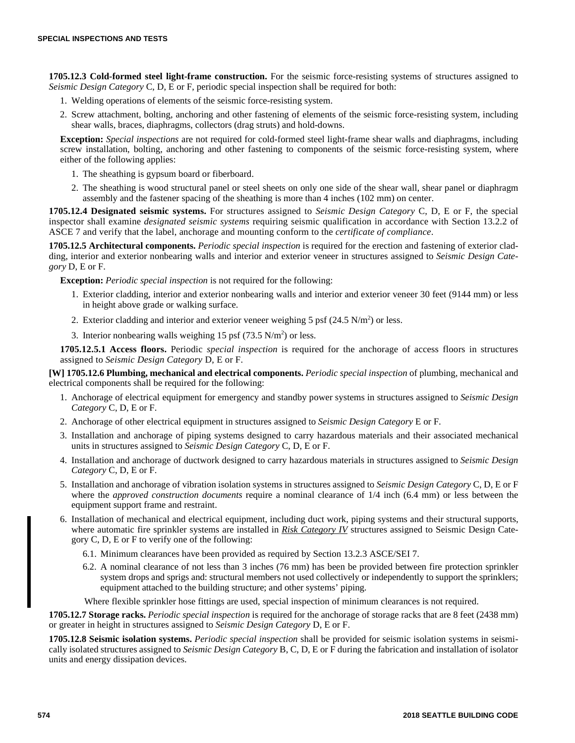**1705.12.3 Cold-formed steel light-frame construction.** For the seismic force-resisting systems of structures assigned to *Seismic Design Category* C, D, E or F, periodic special inspection shall be required for both:

1. Welding operations of elements of the seismic force-resisting system.
2. Screw attachment, bolting, anchoring and other fastening of elements of the seismic force-resisting system, including shear walls, braces, diaphragms, collectors (drag struts) and hold-downs.

**Exception:** *Special inspections* are not required for cold-formed steel light-frame shear walls and diaphragms, including screw installation, bolting, anchoring and other fastening to components of the seismic force-resisting system, where either of the following applies:

1. The sheathing is gypsum board or fiberboard.
2. The sheathing is wood structural panel or steel sheets on only one side of the shear wall, shear panel or diaphragm assembly and the fastener spacing of the sheathing is more than 4 inches (102 mm) on center.

**1705.12.4 Designated seismic systems.** For structures assigned to *Seismic Design Category* C, D, E or F, the special inspector shall examine *designated seismic systems* requiring seismic qualification in accordance with Section 13.2.2 of ASCE 7 and verify that the label, anchorage and mounting conform to the *certificate of compliance*.

**1705.12.5 Architectural components.** *Periodic special inspection* is required for the erection and fastening of exterior cladding, interior and exterior nonbearing walls and interior and exterior veneer in structures assigned to *Seismic Design Category* D, E or F.

**Exception:** *Periodic special inspection* is not required for the following:

1. Exterior cladding, interior and exterior nonbearing walls and interior and exterior veneer 30 feet (9144 mm) or less in height above grade or walking surface.
2. Exterior cladding and interior and exterior veneer weighing 5 psf (24.5 N/m$^2$) or less.
3. Interior nonbearing walls weighing 15 psf (73.5 N/m$^2$) or less.

**1705.12.5.1 Access floors.** Periodic *special inspection* is required for the anchorage of access floors in structures assigned to *Seismic Design Category* D, E or F.

**[W] 1705.12.6 Plumbing, mechanical and electrical components.** *Periodic special inspection* of plumbing, mechanical and electrical components shall be required for the following:

1. Anchorage of electrical equipment for emergency and standby power systems in structures assigned to *Seismic Design Category* C, D, E or F.
2. Anchorage of other electrical equipment in structures assigned to *Seismic Design Category* E or F.
3. Installation and anchorage of piping systems designed to carry hazardous materials and their associated mechanical units in structures assigned to *Seismic Design Category* C, D, E or F.
4. Installation and anchorage of ductwork designed to carry hazardous materials in structures assigned to *Seismic Design Category* C, D, E or F.
5. Installation and anchorage of vibration isolation systems in structures assigned to *Seismic Design Category* C, D, E or F where the *approved construction documents* require a nominal clearance of 1/4 inch (6.4 mm) or less between the equipment support frame and restraint.
6. Installation of mechanical and electrical equipment, including duct work, piping systems and their structural supports, where automatic fire sprinkler systems are installed in ***Risk Category IV*** structures assigned to Seismic Design Category C, D, E or F to verify one of the following:
   - 6.1. Minimum clearances have been provided as required by Section 13.2.3 ASCE/SEI 7.
   - 6.2. A nominal clearance of not less than 3 inches (76 mm) has been provided between fire protection sprinkler system drops and sprigs and: structural members not used collectively or independently to support the sprinklers; equipment attached to the building structure; and other systems' piping.

   Where flexible sprinkler hose fittings are used, special inspection of minimum clearances is not required.

**1705.12.7 Storage racks.** *Periodic special inspection* is required for the anchorage of storage racks that are 8 feet (2438 mm) or greater in height in structures assigned to *Seismic Design Category* D, E or F.

**1705.12.8 Seismic isolation systems.** *Periodic special inspection* shall be provided for seismic isolation systems in seismically isolated structures assigned to *Seismic Design Category* B, C, D, E or F during the fabrication and installation of isolator units and energy dissipation devices.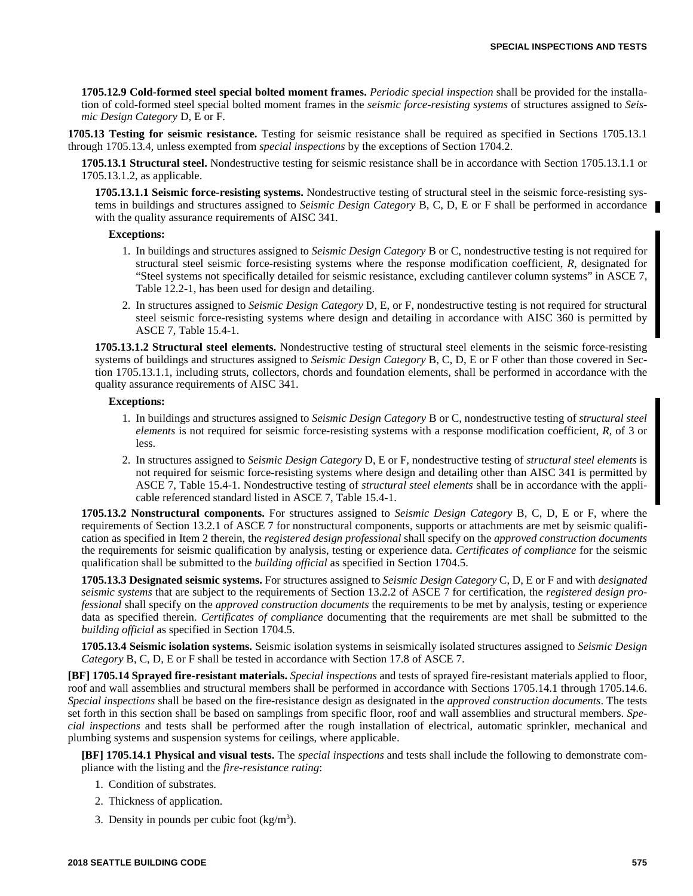**1705.12.9 Cold-formed steel special bolted moment frames.** *Periodic special inspection* shall be provided for the installation of cold-formed steel special bolted moment frames in the *seismic force-resisting systems* of structures assigned to *Seismic Design Category* D, E or F.

**1705.13 Testing for seismic resistance.** Testing for seismic resistance shall be required as specified in Sections 1705.13.1 through 1705.13.4, unless exempted from *special inspections* by the exceptions of Section 1704.2.

**1705.13.1 Structural steel.** Nondestructive testing for seismic resistance shall be in accordance with Section 1705.13.1.1 or 1705.13.1.2, as applicable.

**1705.13.1.1 Seismic force-resisting systems.** Nondestructive testing of structural steel in the seismic force-resisting systems in buildings and structures assigned to *Seismic Design Category* B, C, D, E or F shall be performed in accordance with the quality assurance requirements of AISC 341.

**Exceptions:**

1. In buildings and structures assigned to *Seismic Design Category* B or C, nondestructive testing is not required for structural steel seismic force-resisting systems where the response modification coefficient, *R*, designated for "Steel systems not specifically detailed for seismic resistance, excluding cantilever column systems" in ASCE 7, Table 12.2-1, has been used for design and detailing.
2. In structures assigned to *Seismic Design Category* D, E, or F, nondestructive testing is not required for structural steel seismic force-resisting systems where design and detailing in accordance with AISC 360 is permitted by ASCE 7, Table 15.4-1.

**1705.13.1.2 Structural steel elements.** Nondestructive testing of structural steel elements in the seismic force-resisting systems of buildings and structures assigned to *Seismic Design Category* B, C, D, E or F other than those covered in Section 1705.13.1.1, including struts, collectors, chords and foundation elements, shall be performed in accordance with the quality assurance requirements of AISC 341.

**Exceptions:**

1. In buildings and structures assigned to *Seismic Design Category* B or C, nondestructive testing of *structural steel elements* is not required for seismic force-resisting systems with a response modification coefficient, *R*, of 3 or less.
2. In structures assigned to *Seismic Design Category* D, E or F, nondestructive testing of *structural steel elements* is not required for seismic force-resisting systems where design and detailing other than AISC 341 is permitted by ASCE 7, Table 15.4-1. Nondestructive testing of *structural steel elements* shall be in accordance with the applicable referenced standard listed in ASCE 7, Table 15.4-1.

**1705.13.2 Nonstructural components.** For structures assigned to *Seismic Design Category* B, C, D, E or F, where the requirements of Section 13.2.1 of ASCE 7 for nonstructural components, supports or attachments are met by seismic qualification as specified in Item 2 therein, the *registered design professional* shall specify on the *approved construction documents* the requirements for seismic qualification by analysis, testing or experience data. *Certificates of compliance* for the seismic qualification shall be submitted to the *building official* as specified in Section 1704.5.

**1705.13.3 Designated seismic systems.** For structures assigned to *Seismic Design Category* C, D, E or F and with *designated seismic systems* that are subject to the requirements of Section 13.2.2 of ASCE 7 for certification, the *registered design professional* shall specify on the *approved construction documents* the requirements to be met by analysis, testing or experience data as specified therein. *Certificates of compliance* documenting that the requirements are met shall be submitted to the *building official* as specified in Section 1704.5.

**1705.13.4 Seismic isolation systems.** Seismic isolation systems in seismically isolated structures assigned to *Seismic Design Category* B, C, D, E or F shall be tested in accordance with Section 17.8 of ASCE 7.

**[BF] 1705.14 Sprayed fire-resistant materials.** *Special inspections* and tests of sprayed fire-resistant materials applied to floor, roof and wall assemblies and structural members shall be performed in accordance with Sections 1705.14.1 through 1705.14.6. *Special inspections* shall be based on the fire-resistance design as designated in the *approved construction documents*. The tests set forth in this section shall be based on samplings from specific floor, roof and wall assemblies and structural members. *Special inspections* and tests shall be performed after the rough installation of electrical, automatic sprinkler, mechanical and plumbing systems and suspension systems for ceilings, where applicable.

**[BF] 1705.14.1 Physical and visual tests.** The *special inspections* and tests shall include the following to demonstrate compliance with the listing and the *fire-resistance rating*:

1. Condition of substrates.
2. Thickness of application.
3. Density in pounds per cubic foot ($kg/m^3$).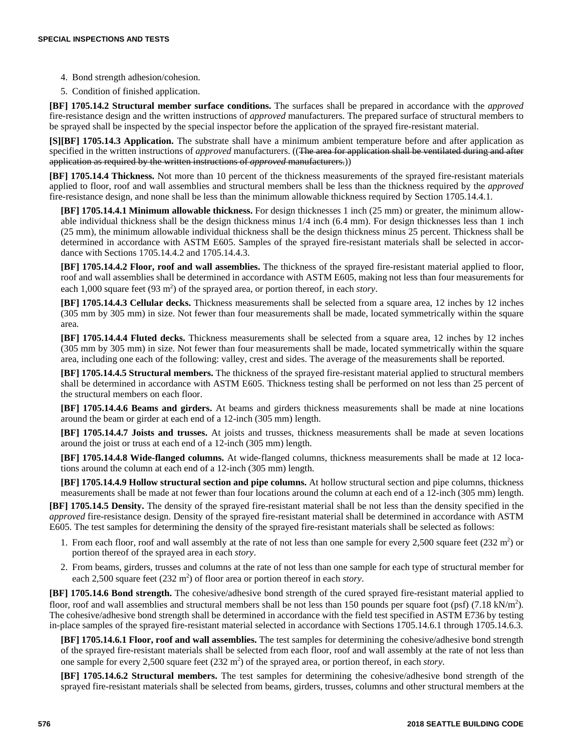4. Bond strength adhesion/cohesion.
5. Condition of finished application.

**[BF] 1705.14.2 Structural member surface conditions.** The surfaces shall be prepared in accordance with the *approved* fire-resistance design and the written instructions of *approved* manufacturers. The prepared surface of structural members to be sprayed shall be inspected by the special inspector before the application of the sprayed fire-resistant material.

**[S][BF] 1705.14.3 Application.** The substrate shall have a minimum ambient temperature before and after application as specified in the written instructions of *approved* manufacturers. ((~~The area for application shall be ventilated during and after application as required by the written instructions of *approved* manufacturers.~~))

**[BF] 1705.14.4 Thickness.** Not more than 10 percent of the thickness measurements of the sprayed fire-resistant materials applied to floor, roof and wall assemblies and structural members shall be less than the thickness required by the *approved* fire-resistance design, and none shall be less than the minimum allowable thickness required by Section 1705.14.4.1.

**[BF] 1705.14.4.1 Minimum allowable thickness.** For design thicknesses 1 inch (25 mm) or greater, the minimum allowable individual thickness shall be the design thickness minus 1/4 inch (6.4 mm). For design thicknesses less than 1 inch (25 mm), the minimum allowable individual thickness shall be the design thickness minus 25 percent. Thickness shall be determined in accordance with ASTM E605. Samples of the sprayed fire-resistant materials shall be selected in accordance with Sections 1705.14.4.2 and 1705.14.4.3.

**[BF] 1705.14.4.2 Floor, roof and wall assemblies.** The thickness of the sprayed fire-resistant material applied to floor, roof and wall assemblies shall be determined in accordance with ASTM E605, making not less than four measurements for each 1,000 square feet (93 $m^2$) of the sprayed area, or portion thereof, in each *story*.

**[BF] 1705.14.4.3 Cellular decks.** Thickness measurements shall be selected from a square area, 12 inches by 12 inches (305 mm by 305 mm) in size. Not fewer than four measurements shall be made, located symmetrically within the square area.

**[BF] 1705.14.4.4 Fluted decks.** Thickness measurements shall be selected from a square area, 12 inches by 12 inches (305 mm by 305 mm) in size. Not fewer than four measurements shall be made, located symmetrically within the square area, including one each of the following: valley, crest and sides. The average of the measurements shall be reported.

**[BF] 1705.14.4.5 Structural members.** The thickness of the sprayed fire-resistant material applied to structural members shall be determined in accordance with ASTM E605. Thickness testing shall be performed on not less than 25 percent of the structural members on each floor.

**[BF] 1705.14.4.6 Beams and girders.** At beams and girders thickness measurements shall be made at nine locations around the beam or girder at each end of a 12-inch (305 mm) length.

**[BF] 1705.14.4.7 Joists and trusses.** At joists and trusses, thickness measurements shall be made at seven locations around the joist or truss at each end of a 12-inch (305 mm) length.

**[BF] 1705.14.4.8 Wide-flanged columns.** At wide-flanged columns, thickness measurements shall be made at 12 locations around the column at each end of a 12-inch (305 mm) length.

**[BF] 1705.14.4.9 Hollow structural section and pipe columns.** At hollow structural section and pipe columns, thickness measurements shall be made at not fewer than four locations around the column at each end of a 12-inch (305 mm) length.

**[BF] 1705.14.5 Density.** The density of the sprayed fire-resistant material shall be not less than the density specified in the *approved* fire-resistance design. Density of the sprayed fire-resistant material shall be determined in accordance with ASTM E605. The test samples for determining the density of the sprayed fire-resistant materials shall be selected as follows:

1. From each floor, roof and wall assembly at the rate of not less than one sample for every 2,500 square feet (232 $m^2$) or portion thereof of the sprayed area in each *story*.
2. From beams, girders, trusses and columns at the rate of not less than one sample for each type of structural member for each 2,500 square feet (232 $m^2$) of floor area or portion thereof in each *story*.

**[BF] 1705.14.6 Bond strength.** The cohesive/adhesive bond strength of the cured sprayed fire-resistant material applied to floor, roof and wall assemblies and structural members shall be not less than 150 pounds per square foot (psf) (7.18 $kN/m^2$). The cohesive/adhesive bond strength shall be determined in accordance with the field test specified in ASTM E736 by testing in-place samples of the sprayed fire-resistant material selected in accordance with Sections 1705.14.6.1 through 1705.14.6.3.

**[BF] 1705.14.6.1 Floor, roof and wall assemblies.** The test samples for determining the cohesive/adhesive bond strength of the sprayed fire-resistant materials shall be selected from each floor, roof and wall assembly at the rate of not less than one sample for every 2,500 square feet (232 $m^2$) of the sprayed area, or portion thereof, in each *story*.

**[BF] 1705.14.6.2 Structural members.** The test samples for determining the cohesive/adhesive bond strength of the sprayed fire-resistant materials shall be selected from beams, girders, trusses, columns and other structural members at the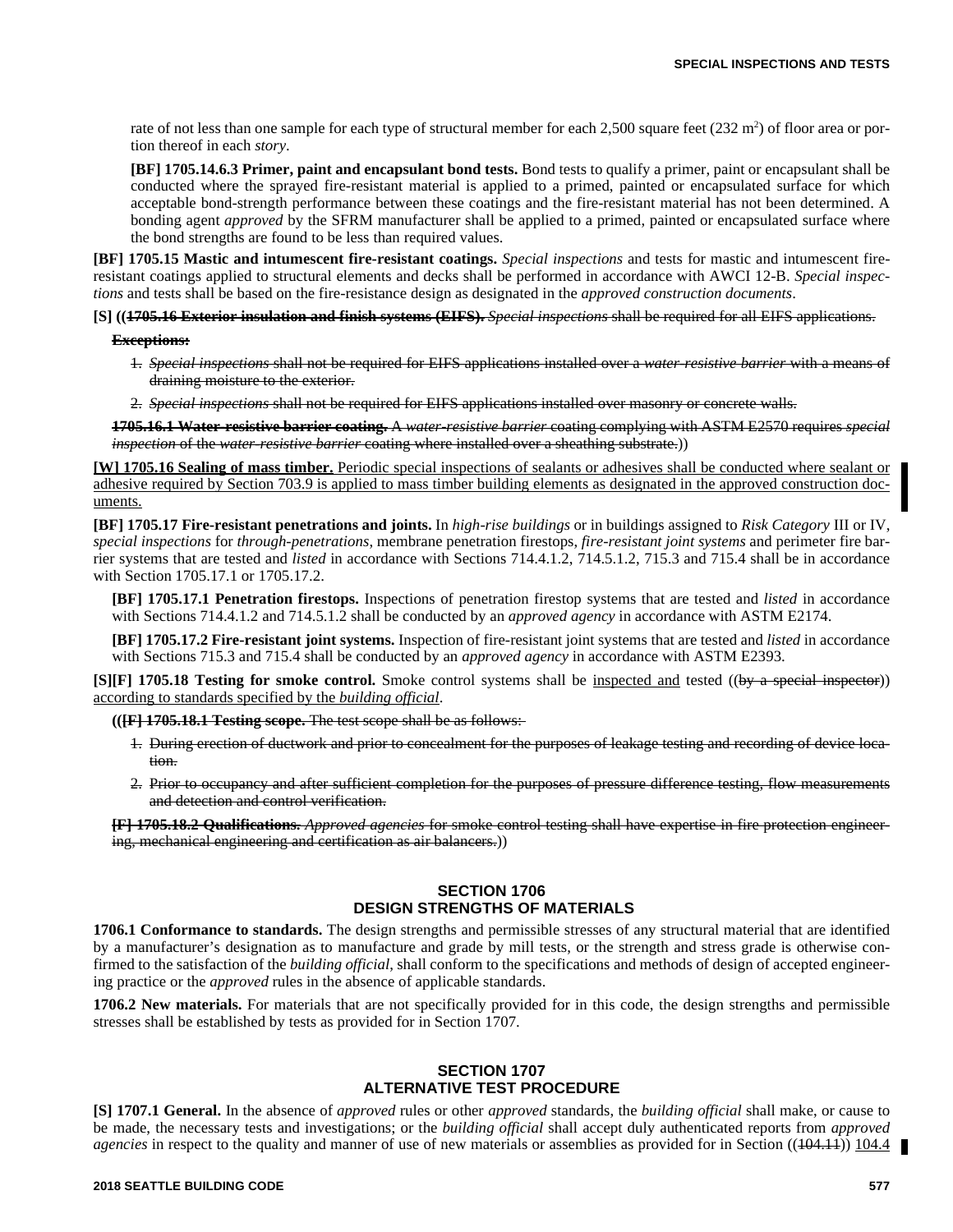rate of not less than one sample for each type of structural member for each 2,500 square feet (232 $m^2$) of floor area or portion thereof in each *story*.

**[BF] 1705.14.6.3 Primer, paint and encapsulant bond tests.** Bond tests to qualify a primer, paint or encapsulant shall be conducted where the sprayed fire-resistant material is applied to a primed, painted or encapsulated surface for which acceptable bond-strength performance between these coatings and the fire-resistant material has not been determined. A bonding agent *approved* by the SFRM manufacturer shall be applied to a primed, painted or encapsulated surface where the bond strengths are found to be less than required values.

**[BF] 1705.15 Mastic and intumescent fire-resistant coatings.** *Special inspections* and tests for mastic and intumescent fire-resistant coatings applied to structural elements and decks shall be performed in accordance with AWCI 12-B. *Special inspections* and tests shall be based on the fire-resistance design as designated in the *approved construction documents*.

**[S] ((~~1705.16 Exterior insulation and finish systems (EIFS).~~** ~~*Special inspections* shall be required for all EIFS applications.~~

~~**Exceptions:**~~

1. ~~*Special inspections* shall not be required for EIFS applications installed over a *water-resistive barrier* with a means of draining moisture to the exterior.~~
2. ~~*Special inspections* shall not be required for EIFS applications installed over masonry or concrete walls.~~

~~**1705.16.1 Water-resistive barrier coating.** A *water-resistive barrier* coating complying with ASTM E2570 requires *special inspection* of the *water-resistive barrier* coating where installed over a sheathing substrate.~~))

<u>**[W] 1705.16 Sealing of mass timber.** Periodic special inspections of sealants or adhesives shall be conducted where sealant or adhesive required by Section 703.9 is applied to mass timber building elements as designated in the approved construction documents.</u>

**[BF] 1705.17 Fire-resistant penetrations and joints.** In *high-rise buildings* or in buildings assigned to *Risk Category* III or IV, *special inspections* for *through-penetrations*, membrane penetration firestops, *fire-resistant joint systems* and perimeter fire barrier systems that are tested and *listed* in accordance with Sections 714.4.1.2, 714.5.1.2, 715.3 and 715.4 shall be in accordance with Section 1705.17.1 or 1705.17.2.

**[BF] 1705.17.1 Penetration firestops.** Inspections of penetration firestop systems that are tested and *listed* in accordance with Sections 714.4.1.2 and 714.5.1.2 shall be conducted by an *approved agency* in accordance with ASTM E2174.

**[BF] 1705.17.2 Fire-resistant joint systems.** Inspection of fire-resistant joint systems that are tested and *listed* in accordance with Sections 715.3 and 715.4 shall be conducted by an *approved agency* in accordance with ASTM E2393.

**[S][F] 1705.18 Testing for smoke control.** Smoke control systems shall be <u>inspected and</u> tested ((~~by a special inspector~~)) <u>according to standards specified by the *building official*</u>.

**((~~[F] 1705.18.1 Testing scope.~~** ~~The test scope shall be as follows:~~

1. ~~During erection of ductwork and prior to concealment for the purposes of leakage testing and recording of device location.~~
2. ~~Prior to occupancy and after sufficient completion for the purposes of pressure difference testing, flow measurements and detection and control verification.~~

~~**[F] 1705.18.2 Qualifications.** *Approved agencies* for smoke control testing shall have expertise in fire protection engineering, mechanical engineering and certification as air balancers.~~))

## SECTION 1706 DESIGN STRENGTHS OF MATERIALS

**1706.1 Conformance to standards.** The design strengths and permissible stresses of any structural material that are identified by a manufacturer's designation as to manufacture and grade by mill tests, or the strength and stress grade is otherwise confirmed to the satisfaction of the *building official*, shall conform to the specifications and methods of design of accepted engineering practice or the *approved* rules in the absence of applicable standards.

**1706.2 New materials.** For materials that are not specifically provided for in this code, the design strengths and permissible stresses shall be established by tests as provided for in Section 1707.

## SECTION 1707 ALTERNATIVE TEST PROCEDURE

**[S] 1707.1 General.** In the absence of *approved* rules or other *approved* standards, the *building official* shall make, or cause to be made, the necessary tests and investigations; or the *building official* shall accept duly authenticated reports from *approved agencies* in respect to the quality and manner of use of new materials or assemblies as provided for in Section ((~~104.11~~)) <u>104.4</u>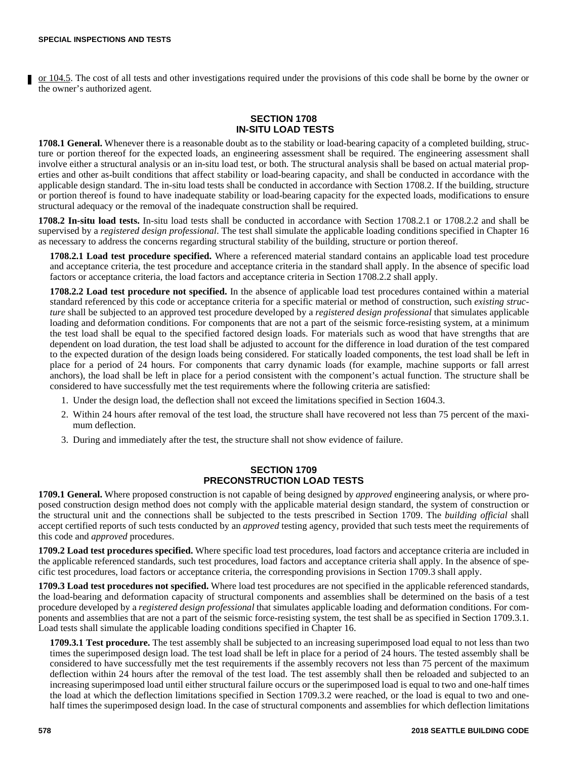or 104.5. The cost of all tests and other investigations required under the provisions of this code shall be borne by the owner or the owner's authorized agent.

## SECTION 1708
## IN-SITU LOAD TESTS

**1708.1 General.** Whenever there is a reasonable doubt as to the stability or load-bearing capacity of a completed building, structure or portion thereof for the expected loads, an engineering assessment shall be required. The engineering assessment shall involve either a structural analysis or an in-situ load test, or both. The structural analysis shall be based on actual material properties and other as-built conditions that affect stability or load-bearing capacity, and shall be conducted in accordance with the applicable design standard. The in-situ load tests shall be conducted in accordance with Section 1708.2. If the building, structure or portion thereof is found to have inadequate stability or load-bearing capacity for the expected loads, modifications to ensure structural adequacy or the removal of the inadequate construction shall be required.

**1708.2 In-situ load tests.** In-situ load tests shall be conducted in accordance with Section 1708.2.1 or 1708.2.2 and shall be supervised by a *registered design professional*. The test shall simulate the applicable loading conditions specified in Chapter 16 as necessary to address the concerns regarding structural stability of the building, structure or portion thereof.

**1708.2.1 Load test procedure specified.** Where a referenced material standard contains an applicable load test procedure and acceptance criteria, the test procedure and acceptance criteria in the standard shall apply. In the absence of specific load factors or acceptance criteria, the load factors and acceptance criteria in Section 1708.2.2 shall apply.

**1708.2.2 Load test procedure not specified.** In the absence of applicable load test procedures contained within a material standard referenced by this code or acceptance criteria for a specific material or method of construction, such *existing structure* shall be subjected to an approved test procedure developed by a *registered design professional* that simulates applicable loading and deformation conditions. For components that are not a part of the seismic force-resisting system, at a minimum the test load shall be equal to the specified factored design loads. For materials such as wood that have strengths that are dependent on load duration, the test load shall be adjusted to account for the difference in load duration of the test compared to the expected duration of the design loads being considered. For statically loaded components, the test load shall be left in place for a period of 24 hours. For components that carry dynamic loads (for example, machine supports or fall arrest anchors), the load shall be left in place for a period consistent with the component's actual function. The structure shall be considered to have successfully met the test requirements where the following criteria are satisfied:

1. Under the design load, the deflection shall not exceed the limitations specified in Section 1604.3.
2. Within 24 hours after removal of the test load, the structure shall have recovered not less than 75 percent of the maximum deflection.
3. During and immediately after the test, the structure shall not show evidence of failure.

## SECTION 1709
## PRECONSTRUCTION LOAD TESTS

**1709.1 General.** Where proposed construction is not capable of being designed by *approved* engineering analysis, or where proposed construction design method does not comply with the applicable material design standard, the system of construction or the structural unit and the connections shall be subjected to the tests prescribed in Section 1709. The *building official* shall accept certified reports of such tests conducted by an *approved* testing agency, provided that such tests meet the requirements of this code and *approved* procedures.

**1709.2 Load test procedures specified.** Where specific load test procedures, load factors and acceptance criteria are included in the applicable referenced standards, such test procedures, load factors and acceptance criteria shall apply. In the absence of specific test procedures, load factors or acceptance criteria, the corresponding provisions in Section 1709.3 shall apply.

**1709.3 Load test procedures not specified.** Where load test procedures are not specified in the applicable referenced standards, the load-bearing and deformation capacity of structural components and assemblies shall be determined on the basis of a test procedure developed by a *registered design professional* that simulates applicable loading and deformation conditions. For components and assemblies that are not a part of the seismic force-resisting system, the test shall be as specified in Section 1709.3.1. Load tests shall simulate the applicable loading conditions specified in Chapter 16.

**1709.3.1 Test procedure.** The test assembly shall be subjected to an increasing superimposed load equal to not less than two times the superimposed design load. The test load shall be left in place for a period of 24 hours. The tested assembly shall be considered to have successfully met the test requirements if the assembly recovers not less than 75 percent of the maximum deflection within 24 hours after the removal of the test load. The test assembly shall then be reloaded and subjected to an increasing superimposed load until either structural failure occurs or the superimposed load is equal to two and one-half times the load at which the deflection limitations specified in Section 1709.3.2 were reached, or the load is equal to two and one-half times the superimposed design load. In the case of structural components and assemblies for which deflection limitations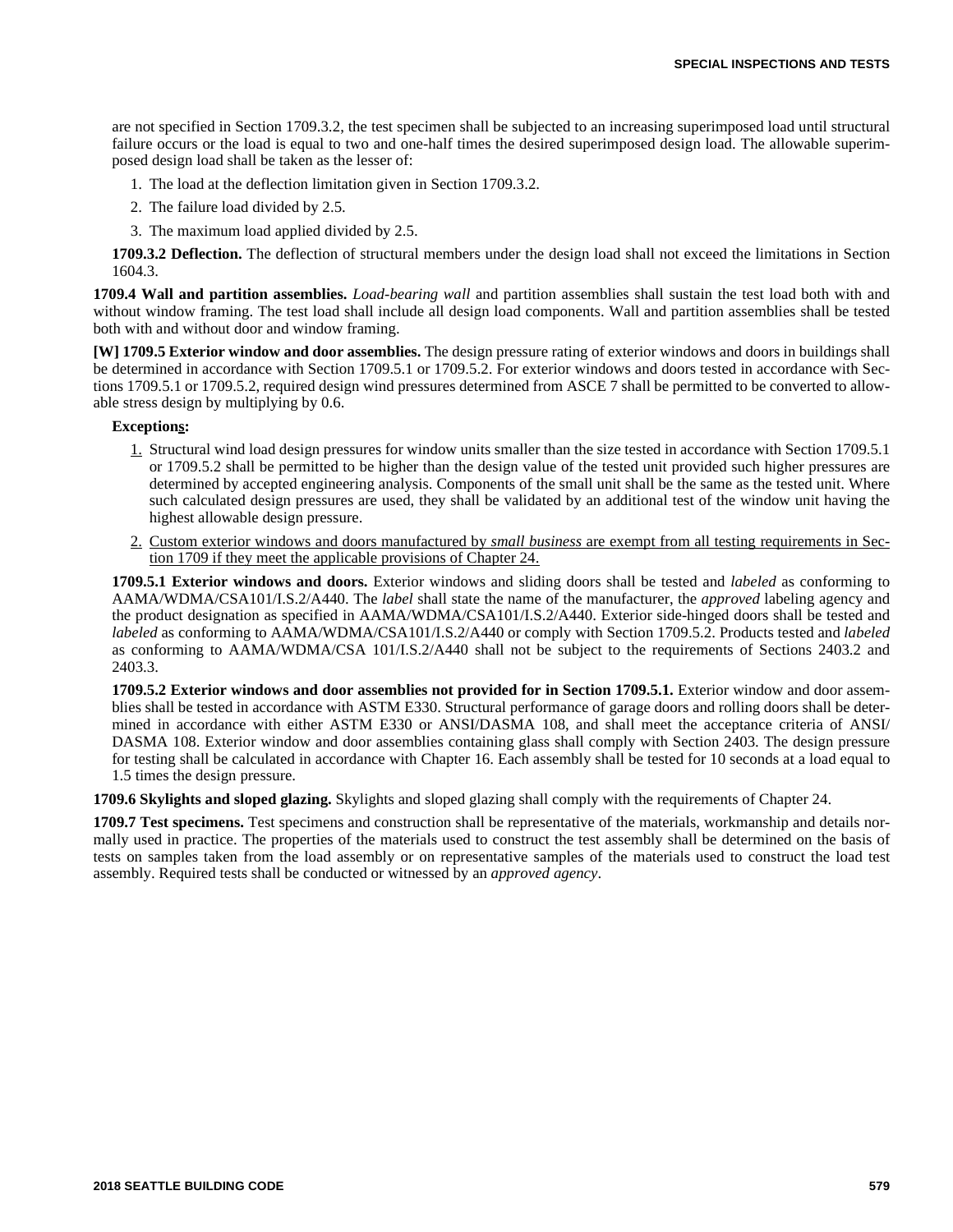are not specified in Section 1709.3.2, the test specimen shall be subjected to an increasing superimposed load until structural failure occurs or the load is equal to two and one-half times the desired superimposed design load. The allowable superimposed design load shall be taken as the lesser of:

1. The load at the deflection limitation given in Section 1709.3.2.
2. The failure load divided by 2.5.
3. The maximum load applied divided by 2.5.

**1709.3.2 Deflection.** The deflection of structural members under the design load shall not exceed the limitations in Section 1604.3.

**1709.4 Wall and partition assemblies.** *Load-bearing wall* and partition assemblies shall sustain the test load both with and without window framing. The test load shall include all design load components. Wall and partition assemblies shall be tested both with and without door and window framing.

**[W] 1709.5 Exterior window and door assemblies.** The design pressure rating of exterior windows and doors in buildings shall be determined in accordance with Section 1709.5.1 or 1709.5.2. For exterior windows and doors tested in accordance with Sections 1709.5.1 or 1709.5.2, required design wind pressures determined from ASCE 7 shall be permitted to be converted to allowable stress design by multiplying by 0.6.

**Exceptions:**

1. Structural wind load design pressures for window units smaller than the size tested in accordance with Section 1709.5.1 or 1709.5.2 shall be permitted to be higher than the design value of the tested unit provided such higher pressures are determined by accepted engineering analysis. Components of the small unit shall be the same as the tested unit. Where such calculated design pressures are used, they shall be validated by an additional test of the window unit having the highest allowable design pressure.
2. Custom exterior windows and doors manufactured by *small business* are exempt from all testing requirements in Section 1709 if they meet the applicable provisions of Chapter 24.

**1709.5.1 Exterior windows and doors.** Exterior windows and sliding doors shall be tested and *labeled* as conforming to AAMA/WDMA/CSA101/I.S.2/A440. The *label* shall state the name of the manufacturer, the *approved* labeling agency and the product designation as specified in AAMA/WDMA/CSA101/I.S.2/A440. Exterior side-hinged doors shall be tested and *labeled* as conforming to AAMA/WDMA/CSA101/I.S.2/A440 or comply with Section 1709.5.2. Products tested and *labeled* as conforming to AAMA/WDMA/CSA 101/I.S.2/A440 shall not be subject to the requirements of Sections 2403.2 and 2403.3.

**1709.5.2 Exterior windows and door assemblies not provided for in Section 1709.5.1.** Exterior window and door assemblies shall be tested in accordance with ASTM E330. Structural performance of garage doors and rolling doors shall be determined in accordance with either ASTM E330 or ANSI/DASMA 108, and shall meet the acceptance criteria of ANSI/DASMA 108. Exterior window and door assemblies containing glass shall comply with Section 2403. The design pressure for testing shall be calculated in accordance with Chapter 16. Each assembly shall be tested for 10 seconds at a load equal to 1.5 times the design pressure.

**1709.6 Skylights and sloped glazing.** Skylights and sloped glazing shall comply with the requirements of Chapter 24.

**1709.7 Test specimens.** Test specimens and construction shall be representative of the materials, workmanship and details normally used in practice. The properties of the materials used to construct the test assembly shall be determined on the basis of tests on samples taken from the load assembly or on representative samples of the materials used to construct the load test assembly. Required tests shall be conducted or witnessed by an *approved agency*.